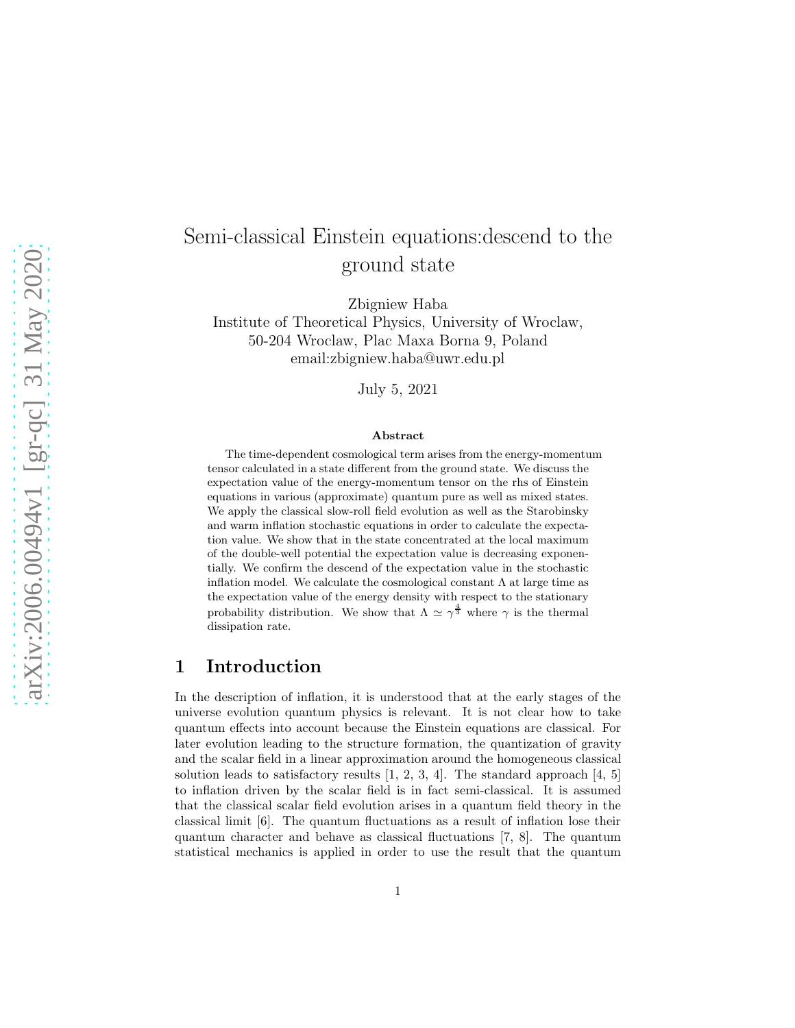# Semi-classical Einstein equations:descend to the ground state

Zbigniew Haba
Institute of Theoretical Physics, University of Wroclaw,
50-204 Wroclaw, Plac Maxa Borna 9, Poland
email:zbigniew.haba@uwr.edu.pl

July 5, 2021

### Abstract

The time-dependent cosmological term arises from the energy-momentum tensor calculated in a state different from the ground state. We discuss the expectation value of the energy-momentum tensor on the rhs of Einstein equations in various (approximate) quantum pure as well as mixed states. We apply the classical slow-roll field evolution as well as the Starobinsky and warm inflation stochastic equations in order to calculate the expectation value. We show that in the state concentrated at the local maximum of the double-well potential the expectation value is decreasing exponentially. We confirm the descend of the expectation value in the stochastic inflation model. We calculate the cosmological constant $\Lambda$ at large time as the expectation value of the energy density with respect to the stationary probability distribution. We show that $\Lambda \simeq \gamma^{\frac{4}{3}}$ where $\gamma$ is the thermal dissipation rate.

## 1 Introduction

In the description of inflation, it is understood that at the early stages of the universe evolution quantum physics is relevant. It is not clear how to take quantum effects into account because the Einstein equations are classical. For later evolution leading to the structure formation, the quantization of gravity and the scalar field in a linear approximation around the homogeneous classical solution leads to satisfactory results [1, 2, 3, 4]. The standard approach [4, 5] to inflation driven by the scalar field is in fact semi-classical. It is assumed that the classical scalar field evolution arises in a quantum field theory in the classical limit [6]. The quantum fluctuations as a result of inflation lose their quantum character and behave as classical fluctuations [7, 8]. The quantum statistical mechanics is applied in order to use the result that the quantum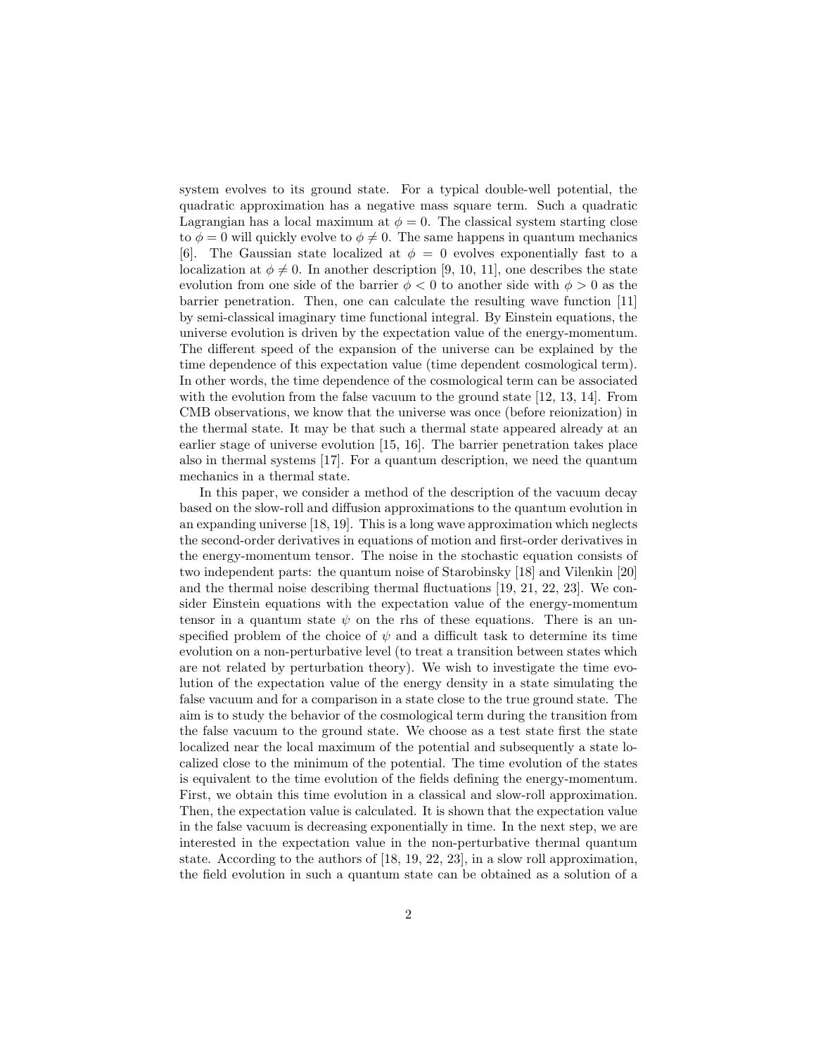system evolves to its ground state. For a typical double-well potential, the quadratic approximation has a negative mass square term. Such a quadratic Lagrangian has a local maximum at $\phi = 0$. The classical system starting close to $\phi = 0$ will quickly evolve to $\phi \neq 0$. The same happens in quantum mechanics [6]. The Gaussian state localized at $\phi = 0$ evolves exponentially fast to a localization at $\phi \neq 0$. In another description [9, 10, 11], one describes the state evolution from one side of the barrier $\phi < 0$ to another side with $\phi > 0$ as the barrier penetration. Then, one can calculate the resulting wave function [11] by semi-classical imaginary time functional integral. By Einstein equations, the universe evolution is driven by the expectation value of the energy-momentum. The different speed of the expansion of the universe can be explained by the time dependence of this expectation value (time dependent cosmological term). In other words, the time dependence of the cosmological term can be associated with the evolution from the false vacuum to the ground state [12, 13, 14]. From CMB observations, we know that the universe was once (before reionization) in the thermal state. It may be that such a thermal state appeared already at an earlier stage of universe evolution [15, 16]. The barrier penetration takes place also in thermal systems [17]. For a quantum description, we need the quantum mechanics in a thermal state.

In this paper, we consider a method of the description of the vacuum decay based on the slow-roll and diffusion approximations to the quantum evolution in an expanding universe [18, 19]. This is a long wave approximation which neglects the second-order derivatives in equations of motion and first-order derivatives in the energy-momentum tensor. The noise in the stochastic equation consists of two independent parts: the quantum noise of Starobinsky [18] and Vilenkin [20] and the thermal noise describing thermal fluctuations [19, 21, 22, 23]. We consider Einstein equations with the expectation value of the energy-momentum tensor in a quantum state $\psi$ on the rhs of these equations. There is an unspecified problem of the choice of $\psi$ and a difficult task to determine its time evolution on a non-perturbative level (to treat a transition between states which are not related by perturbation theory). We wish to investigate the time evolution of the expectation value of the energy density in a state simulating the false vacuum and for a comparison in a state close to the true ground state. The aim is to study the behavior of the cosmological term during the transition from the false vacuum to the ground state. We choose as a test state first the state localized near the local maximum of the potential and subsequently a state localized close to the minimum of the potential. The time evolution of the states is equivalent to the time evolution of the fields defining the energy-momentum. First, we obtain this time evolution in a classical and slow-roll approximation. Then, the expectation value is calculated. It is shown that the expectation value in the false vacuum is decreasing exponentially in time. In the next step, we are interested in the expectation value in the non-perturbative thermal quantum state. According to the authors of [18, 19, 22, 23], in a slow roll approximation, the field evolution in such a quantum state can be obtained as a solution of a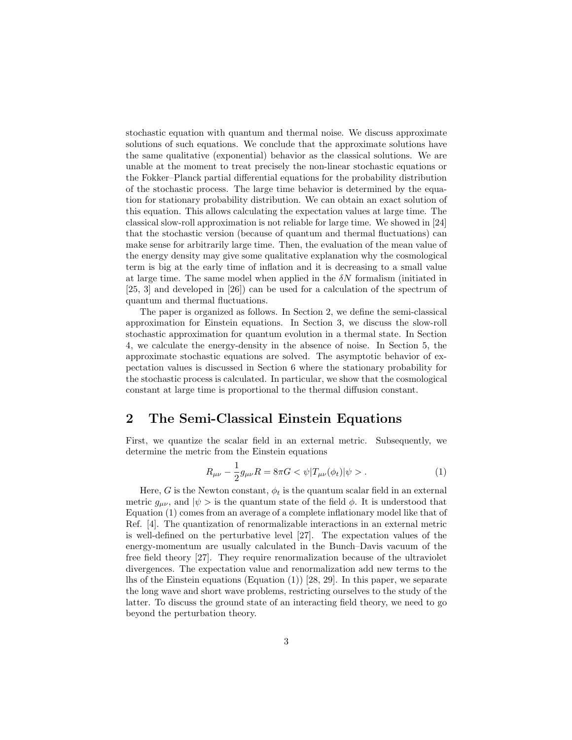stochastic equation with quantum and thermal noise. We discuss approximate solutions of such equations. We conclude that the approximate solutions have the same qualitative (exponential) behavior as the classical solutions. We are unable at the moment to treat precisely the non-linear stochastic equations or the Fokker–Planck partial differential equations for the probability distribution of the stochastic process. The large time behavior is determined by the equation for stationary probability distribution. We can obtain an exact solution of this equation. This allows calculating the expectation values at large time. The classical slow-roll approximation is not reliable for large time. We showed in [24] that the stochastic version (because of quantum and thermal fluctuations) can make sense for arbitrarily large time. Then, the evaluation of the mean value of the energy density may give some qualitative explanation why the cosmological term is big at the early time of inflation and it is decreasing to a small value at large time. The same model when applied in the $\delta N$ formalism (initiated in [25, 3] and developed in [26]) can be used for a calculation of the spectrum of quantum and thermal fluctuations.

The paper is organized as follows. In Section 2, we define the semi-classical approximation for Einstein equations. In Section 3, we discuss the slow-roll stochastic approximation for quantum evolution in a thermal state. In Section 4, we calculate the energy-density in the absence of noise. In Section 5, the approximate stochastic equations are solved. The asymptotic behavior of expectation values is discussed in Section 6 where the stationary probability for the stochastic process is calculated. In particular, we show that the cosmological constant at large time is proportional to the thermal diffusion constant.

## 2 The Semi-Classical Einstein Equations

First, we quantize the scalar field in an external metric. Subsequently, we determine the metric from the Einstein equations

$$R_{\mu\nu} - \frac{1}{2} g_{\mu\nu} R = 8\pi G < \psi | T_{\mu\nu}(\phi_t) | \psi > . \tag{1}$$

Here, $G$ is the Newton constant, $\phi_t$ is the quantum scalar field in an external metric $g_{\mu\nu}$, and $|\psi>$ is the quantum state of the field $\phi$. It is understood that Equation (1) comes from an average of a complete inflationary model like that of Ref. [4]. The quantization of renormalizable interactions in an external metric is well-defined on the perturbative level [27]. The expectation values of the energy-momentum are usually calculated in the Bunch–Davis vacuum of the free field theory [27]. They require renormalization because of the ultraviolet divergences. The expectation value and renormalization add new terms to the lhs of the Einstein equations (Equation (1)) [28, 29]. In this paper, we separate the long wave and short wave problems, restricting ourselves to the study of the latter. To discuss the ground state of an interacting field theory, we need to go beyond the perturbation theory.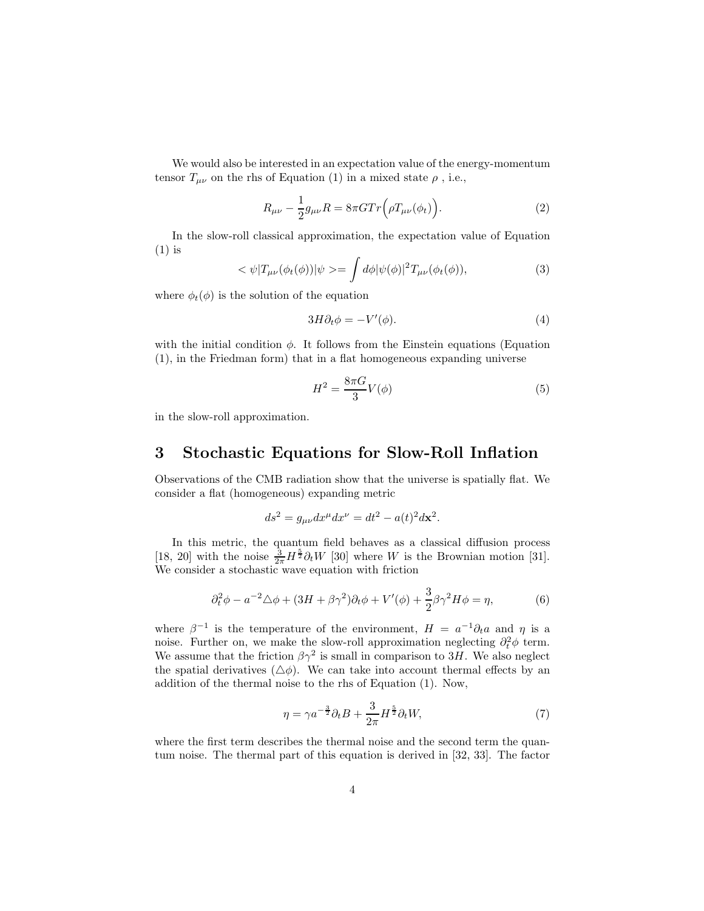We would also be interested in an expectation value of the energy-momentum tensor $T_{\mu\nu}$ on the rhs of Equation (1) in a mixed state $\rho$ , i.e.,

$$R_{\mu\nu} - \frac{1}{2}g_{\mu\nu}R = 8\pi G Tr\Big(\rho T_{\mu\nu}(\phi_t)\Big). \tag{2}$$

In the slow-roll classical approximation, the expectation value of Equation (1) is

$$< \psi|T_{\mu\nu}(\phi_t(\phi))|\psi >= \int d\phi|\psi(\phi)|^2 T_{\mu\nu}(\phi_t(\phi)), \tag{3}$$

where $\phi_t(\phi)$ is the solution of the equation

$$3H\partial_t\phi = -V'(\phi). \tag{4}$$

with the initial condition $\phi$. It follows from the Einstein equations (Equation (1), in the Friedman form) that in a flat homogeneous expanding universe

$$H^2 = \frac{8\pi G}{3}V(\phi) \tag{5}$$

in the slow-roll approximation.

## 3 Stochastic Equations for Slow-Roll Inflation

Observations of the CMB radiation show that the universe is spatially flat. We consider a flat (homogeneous) expanding metric

$$ds^2 = g_{\mu\nu}dx^\mu dx^\nu = dt^2 - a(t)^2 d\mathbf{x}^2.$$

In this metric, the quantum field behaves as a classical diffusion process [18, 20] with the noise $\frac{3}{2\pi}H^{\frac{5}{2}}\partial_t W$ [30] where $W$ is the Brownian motion [31]. We consider a stochastic wave equation with friction

$$\partial_t^2\phi - a^{-2}\triangle\phi + (3H + \beta\gamma^2)\partial_t\phi + V'(\phi) + \frac{3}{2}\beta\gamma^2 H\phi = \eta, \tag{6}$$

where $\beta^{-1}$ is the temperature of the environment, $H = a^{-1}\partial_t a$ and $\eta$ is a noise. Further on, we make the slow-roll approximation neglecting $\partial_t^2\phi$ term. We assume that the friction $\beta\gamma^2$ is small in comparison to $3H$. We also neglect the spatial derivatives ($\triangle\phi$). We can take into account thermal effects by an addition of the thermal noise to the rhs of Equation (1). Now,

$$\eta = \gamma a^{-\frac{3}{2}}\partial_t B + \frac{3}{2\pi}H^{\frac{5}{2}}\partial_t W, \tag{7}$$

where the first term describes the thermal noise and the second term the quantum noise. The thermal part of this equation is derived in [32, 33]. The factor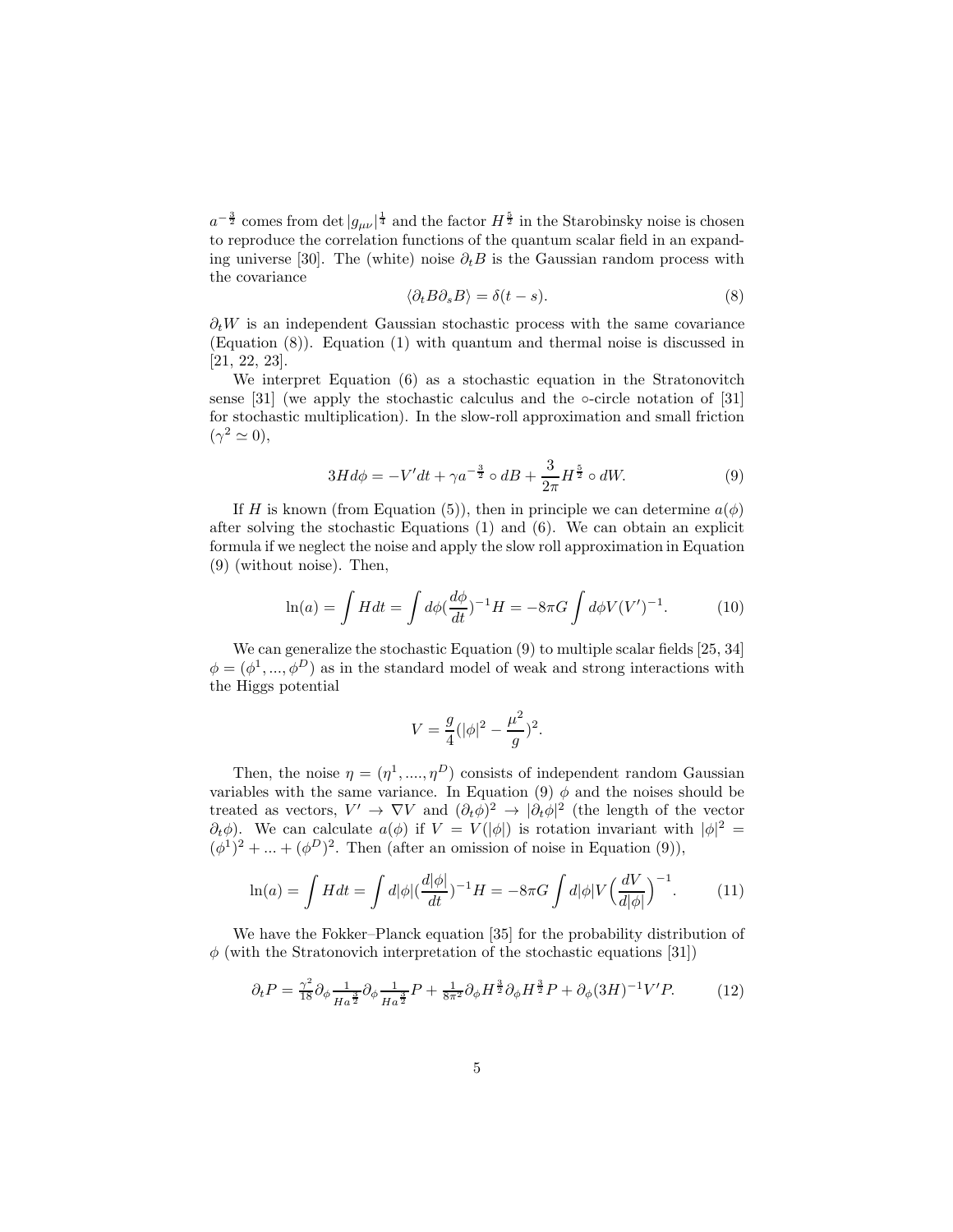$a^{-\frac{3}{2}}$ comes from $\det|g_{\mu\nu}|^{\frac{1}{4}}$ and the factor $H^{\frac{5}{2}}$ in the Starobinsky noise is chosen to reproduce the correlation functions of the quantum scalar field in an expanding universe [30]. The (white) noise $\partial_t B$ is the Gaussian random process with the covariance

$$\langle \partial_t B \partial_s B\rangle = \delta(t-s). \tag{8}$$

$\partial_t W$ is an independent Gaussian stochastic process with the same covariance (Equation (8)). Equation (1) with quantum and thermal noise is discussed in [21, 22, 23].

We interpret Equation (6) as a stochastic equation in the Stratonovitch sense [31] (we apply the stochastic calculus and the $\circ$-circle notation of [31] for stochastic multiplication). In the slow-roll approximation and small friction ($\gamma^2 \simeq 0$),

$$3Hd\phi = -V'dt + \gamma a^{-\frac{3}{2}} \circ dB + \frac{3}{2\pi}H^{\frac{5}{2}} \circ dW. \tag{9}$$

If $H$ is known (from Equation (5)), then in principle we can determine $a(\phi)$ after solving the stochastic Equations (1) and (6). We can obtain an explicit formula if we neglect the noise and apply the slow roll approximation in Equation (9) (without noise). Then,

$$\ln(a) = \int Hdt = \int d\phi\left(\frac{d\phi}{dt}\right)^{-1}H = -8\pi G\int d\phi V(V')^{-1}. \tag{10}$$

We can generalize the stochastic Equation (9) to multiple scalar fields [25, 34] $\phi = (\phi^1, ..., \phi^D)$ as in the standard model of weak and strong interactions with the Higgs potential

$$V = \frac{g}{4}\left(|\phi|^2 - \frac{\mu^2}{g}\right)^2.$$

Then, the noise $\eta = (\eta^1, ...., \eta^D)$ consists of independent random Gaussian variables with the same variance. In Equation (9) $\phi$ and the noises should be treated as vectors, $V' \to \nabla V$ and $(\partial_t\phi)^2 \to |\partial_t\phi|^2$ (the length of the vector $\partial_t\phi$). We can calculate $a(\phi)$ if $V = V(|\phi|)$ is rotation invariant with $|\phi|^2 = (\phi^1)^2 + ... + (\phi^D)^2$. Then (after an omission of noise in Equation (9)),

$$\ln(a) = \int Hdt = \int d|\phi|\left(\frac{d|\phi|}{dt}\right)^{-1}H = -8\pi G\int d|\phi| V\Big(\frac{dV}{d|\phi|}\Big)^{-1}. \tag{11}$$

We have the Fokker–Planck equation [35] for the probability distribution of $\phi$ (with the Stratonovich interpretation of the stochastic equations [31])

$$\partial_t P = \tfrac{\gamma^2}{18}\partial_\phi \tfrac{1}{Ha^{\frac{3}{2}}}\partial_\phi \tfrac{1}{Ha^{\frac{3}{2}}}P + \tfrac{1}{8\pi^2}\partial_\phi H^{\frac{3}{2}}\partial_\phi H^{\frac{3}{2}}P + \partial_\phi(3H)^{-1}V'P. \tag{12}$$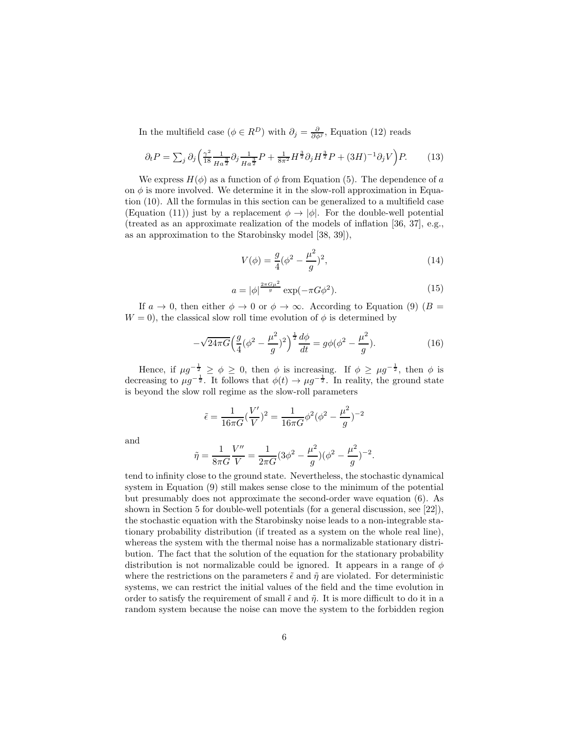In the multifield case ($\phi \in R^D$) with $\partial_j = \frac{\partial}{\partial \phi^j}$, Equation (12) reads

$$\partial_t P = \sum_j \partial_j \Big( \frac{\gamma^2}{18} \frac{1}{Ha^{\frac{3}{2}}} \partial_j \frac{1}{Ha^{\frac{3}{2}}} P + \frac{1}{8\pi^2} H^{\frac{3}{2}} \partial_j H^{\frac{3}{2}} P + (3H)^{-1} \partial_j V \Big) P. \tag{13}$$

We express $H(\phi)$ as a function of $\phi$ from Equation (5). The dependence of $a$ on $\phi$ is more involved. We determine it in the slow-roll approximation in Equation (10). All the formulas in this section can be generalized to a multifield case (Equation (11)) just by a replacement $\phi \to |\phi|$. For the double-well potential (treated as an approximate realization of the models of inflation [36, 37], e.g., as an approximation to the Starobinsky model [38, 39]),

$$V(\phi) = \frac{g}{4}(\phi^2 - \frac{\mu^2}{g})^2, \tag{14}$$

$$a = |\phi|^{\frac{2\pi G \mu^2}{g}} \exp(-\pi G \phi^2). \tag{15}$$

If $a \to 0$, then either $\phi \to 0$ or $\phi \to \infty$. According to Equation (9) ($B = W = 0$), the classical slow roll time evolution of $\phi$ is determined by

$$-\sqrt{24\pi G}\Big(\frac{g}{4}(\phi^2 - \frac{\mu^2}{g})^2\Big)^{\frac{1}{2}} \frac{d\phi}{dt} = g\phi(\phi^2 - \frac{\mu^2}{g}). \tag{16}$$

Hence, if $\mu g^{-\frac{1}{2}} \geq \phi \geq 0$, then $\phi$ is increasing. If $\phi \geq \mu g^{-\frac{1}{2}}$, then $\phi$ is decreasing to $\mu g^{-\frac{1}{2}}$. It follows that $\phi(t) \to \mu g^{-\frac{1}{2}}$. In reality, the ground state is beyond the slow roll regime as the slow-roll parameters

$$\tilde{\epsilon} = \frac{1}{16\pi G}(\frac{V'}{V})^2 = \frac{1}{16\pi G}\phi^2(\phi^2 - \frac{\mu^2}{g})^{-2}$$

and

$$\tilde{\eta} = \frac{1}{8\pi G}\frac{V''}{V} = \frac{1}{2\pi G}(3\phi^2 - \frac{\mu^2}{g})(\phi^2 - \frac{\mu^2}{g})^{-2}.$$

tend to infinity close to the ground state. Nevertheless, the stochastic dynamical system in Equation (9) still makes sense close to the minimum of the potential but presumably does not approximate the second-order wave equation (6). As shown in Section 5 for double-well potentials (for a general discussion, see [22]), the stochastic equation with the Starobinsky noise leads to a non-integrable stationary probability distribution (if treated as a system on the whole real line), whereas the system with the thermal noise has a normalizable stationary distribution. The fact that the solution of the equation for the stationary probability distribution is not normalizable could be ignored. It appears in a range of $\phi$ where the restrictions on the parameters $\tilde{\epsilon}$ and $\tilde{\eta}$ are violated. For deterministic systems, we can restrict the initial values of the field and the time evolution in order to satisfy the requirement of small $\tilde{\epsilon}$ and $\tilde{\eta}$. It is more difficult to do it in a random system because the noise can move the system to the forbidden region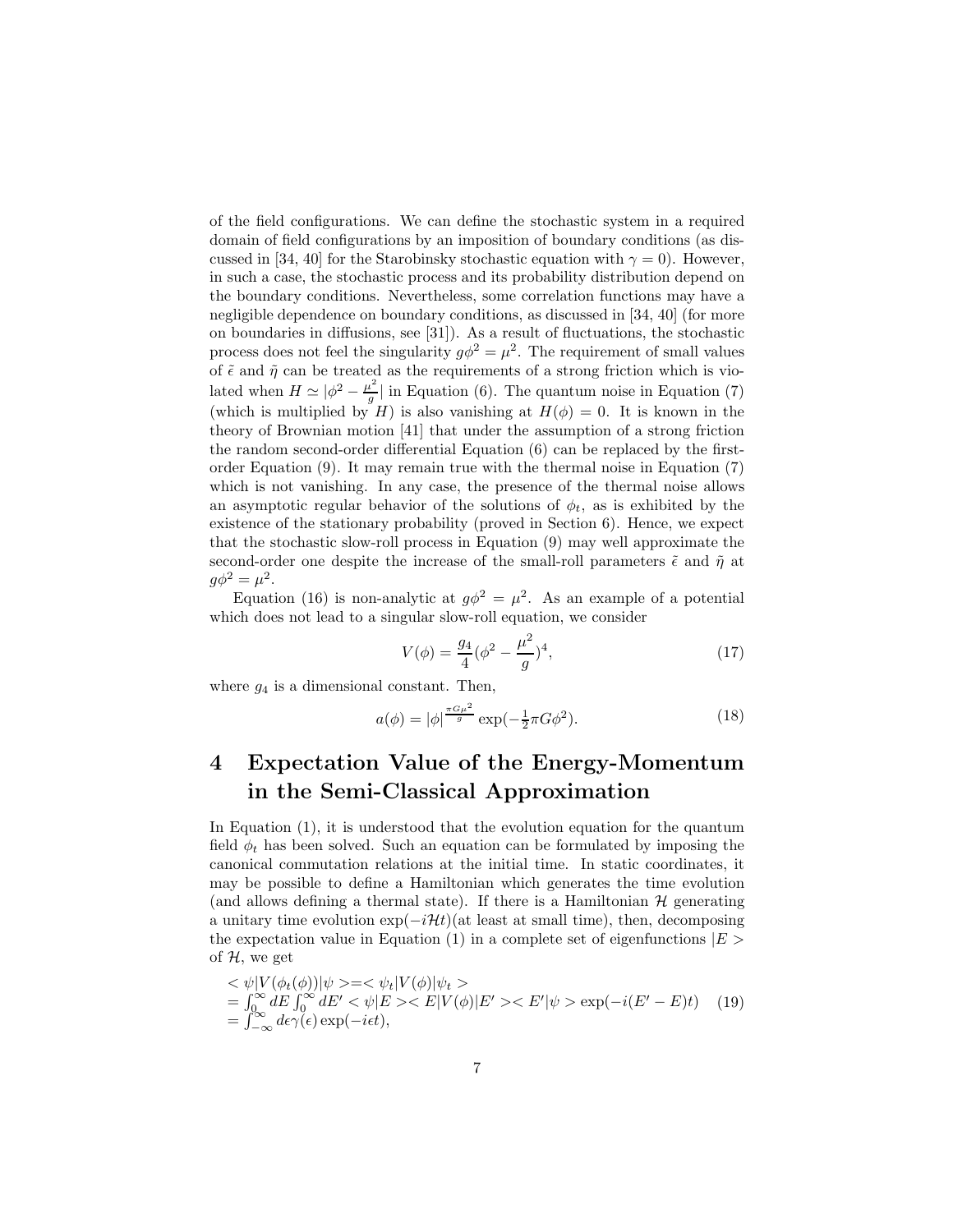of the field configurations. We can define the stochastic system in a required domain of field configurations by an imposition of boundary conditions (as discussed in [34, 40] for the Starobinsky stochastic equation with $\gamma = 0$). However, in such a case, the stochastic process and its probability distribution depend on the boundary conditions. Nevertheless, some correlation functions may have a negligible dependence on boundary conditions, as discussed in [34, 40] (for more on boundaries in diffusions, see [31]). As a result of fluctuations, the stochastic process does not feel the singularity $g\phi^2 = \mu^2$. The requirement of small values of $\tilde{\epsilon}$ and $\tilde{\eta}$ can be treated as the requirements of a strong friction which is violated when $H \simeq |\phi^2 - \frac{\mu^2}{g}|$ in Equation (6). The quantum noise in Equation (7) (which is multiplied by $H$) is also vanishing at $H(\phi) = 0$. It is known in the theory of Brownian motion [41] that under the assumption of a strong friction the random second-order differential Equation (6) can be replaced by the first-order Equation (9). It may remain true with the thermal noise in Equation (7) which is not vanishing. In any case, the presence of the thermal noise allows an asymptotic regular behavior of the solutions of $\phi_t$, as is exhibited by the existence of the stationary probability (proved in Section 6). Hence, we expect that the stochastic slow-roll process in Equation (9) may well approximate the second-order one despite the increase of the small-roll parameters $\tilde{\epsilon}$ and $\tilde{\eta}$ at $g\phi^2 = \mu^2$.

Equation (16) is non-analytic at $g\phi^2 = \mu^2$. As an example of a potential which does not lead to a singular slow-roll equation, we consider

$$V(\phi) = \frac{g_4}{4}(\phi^2 - \frac{\mu^2}{g})^4, \tag{17}$$

where $g_4$ is a dimensional constant. Then,

$$a(\phi) = |\phi|^{\frac{\pi G \mu^2}{g}} \exp(-\tfrac{1}{2}\pi G \phi^2). \tag{18}$$

# 4 Expectation Value of the Energy-Momentum in the Semi-Classical Approximation

In Equation (1), it is understood that the evolution equation for the quantum field $\phi_t$ has been solved. Such an equation can be formulated by imposing the canonical commutation relations at the initial time. In static coordinates, it may be possible to define a Hamiltonian which generates the time evolution (and allows defining a thermal state). If there is a Hamiltonian $\mathcal{H}$ generating a unitary time evolution $\exp(-i\mathcal{H}t)$(at least at small time), then, decomposing the expectation value in Equation (1) in a complete set of eigenfunctions $|E>$ of $\mathcal{H}$, we get

$$\begin{aligned} &< \psi|V(\phi_t(\phi))|\psi> = <\psi_t|V(\phi)|\psi_t> \\ &= \int_0^\infty dE \int_0^\infty dE' <\psi|E><E|V(\phi)|E'><E'|\psi> \exp(-i(E'-E)t) \\ &= \int_{-\infty}^\infty d\epsilon \gamma(\epsilon) \exp(-i\epsilon t), \end{aligned} \tag{19}$$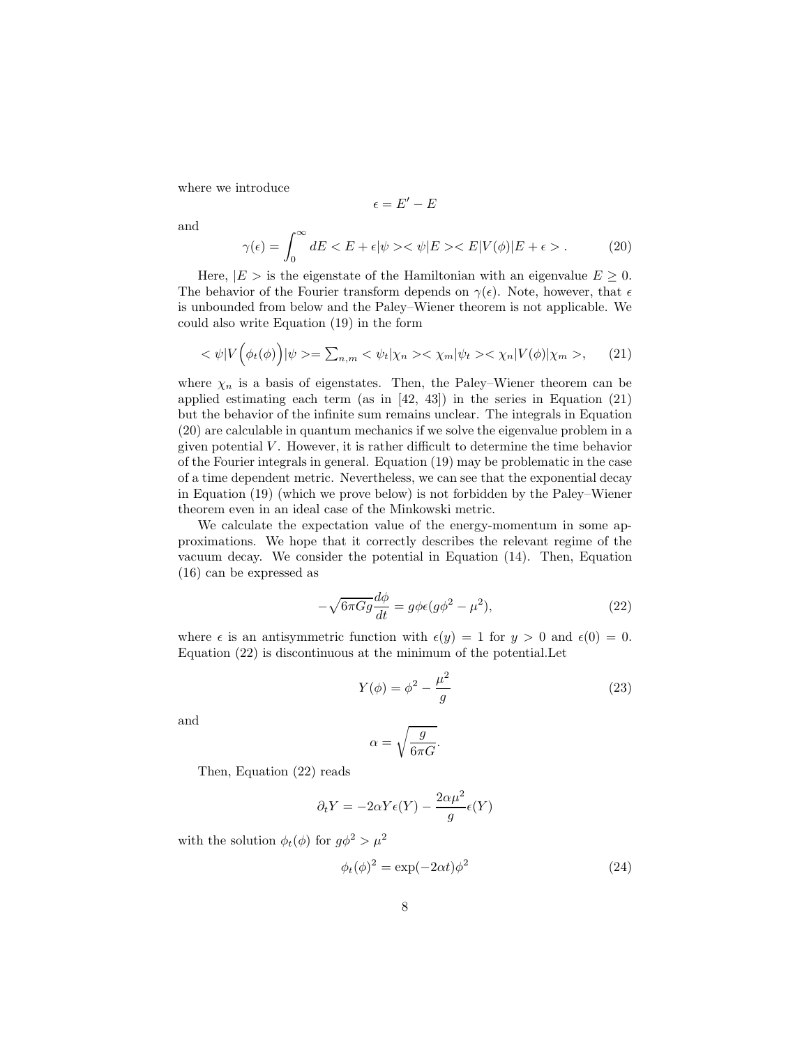where we introduce

$$\epsilon = E' - E$$

and

$$\gamma(\epsilon) = \int_0^\infty dE < E + \epsilon|\psi >< \psi|E >< E|V(\phi)|E + \epsilon > . \qquad (20)$$

Here, $|E>$ is the eigenstate of the Hamiltonian with an eigenvalue $E \geq 0$. The behavior of the Fourier transform depends on $\gamma(\epsilon)$. Note, however, that $\epsilon$ is unbounded from below and the Paley–Wiener theorem is not applicable. We could also write Equation (19) in the form

$$< \psi|V\Big(\phi_t(\phi)\Big)|\psi >= \sum_{n,m} < \psi_t|\chi_n >< \chi_m|\psi_t >< \chi_n|V(\phi)|\chi_m >, \qquad (21)$$

where $\chi_n$ is a basis of eigenstates. Then, the Paley–Wiener theorem can be applied estimating each term (as in [42, 43]) in the series in Equation (21) but the behavior of the infinite sum remains unclear. The integrals in Equation (20) are calculable in quantum mechanics if we solve the eigenvalue problem in a given potential $V$. However, it is rather difficult to determine the time behavior of the Fourier integrals in general. Equation (19) may be problematic in the case of a time dependent metric. Nevertheless, we can see that the exponential decay in Equation (19) (which we prove below) is not forbidden by the Paley–Wiener theorem even in an ideal case of the Minkowski metric.

We calculate the expectation value of the energy-momentum in some approximations. We hope that it correctly describes the relevant regime of the vacuum decay. We consider the potential in Equation (14). Then, Equation (16) can be expressed as

$$-\sqrt{6\pi G g}\frac{d\phi}{dt} = g\phi\epsilon(g\phi^2 - \mu^2), \qquad (22)$$

where $\epsilon$ is an antisymmetric function with $\epsilon(y) = 1$ for $y > 0$ and $\epsilon(0) = 0$. Equation (22) is discontinuous at the minimum of the potential.Let

$$Y(\phi) = \phi^2 - \frac{\mu^2}{g} \qquad (23)$$

and

$$\alpha = \sqrt{\frac{g}{6\pi G}}.$$

Then, Equation (22) reads

$$\partial_t Y = -2\alpha Y\epsilon(Y) - \frac{2\alpha\mu^2}{g}\epsilon(Y)$$

with the solution $\phi_t(\phi)$ for $g\phi^2 > \mu^2$

$$\phi_t(\phi)^2 = \exp(-2\alpha t)\phi^2 \qquad (24)$$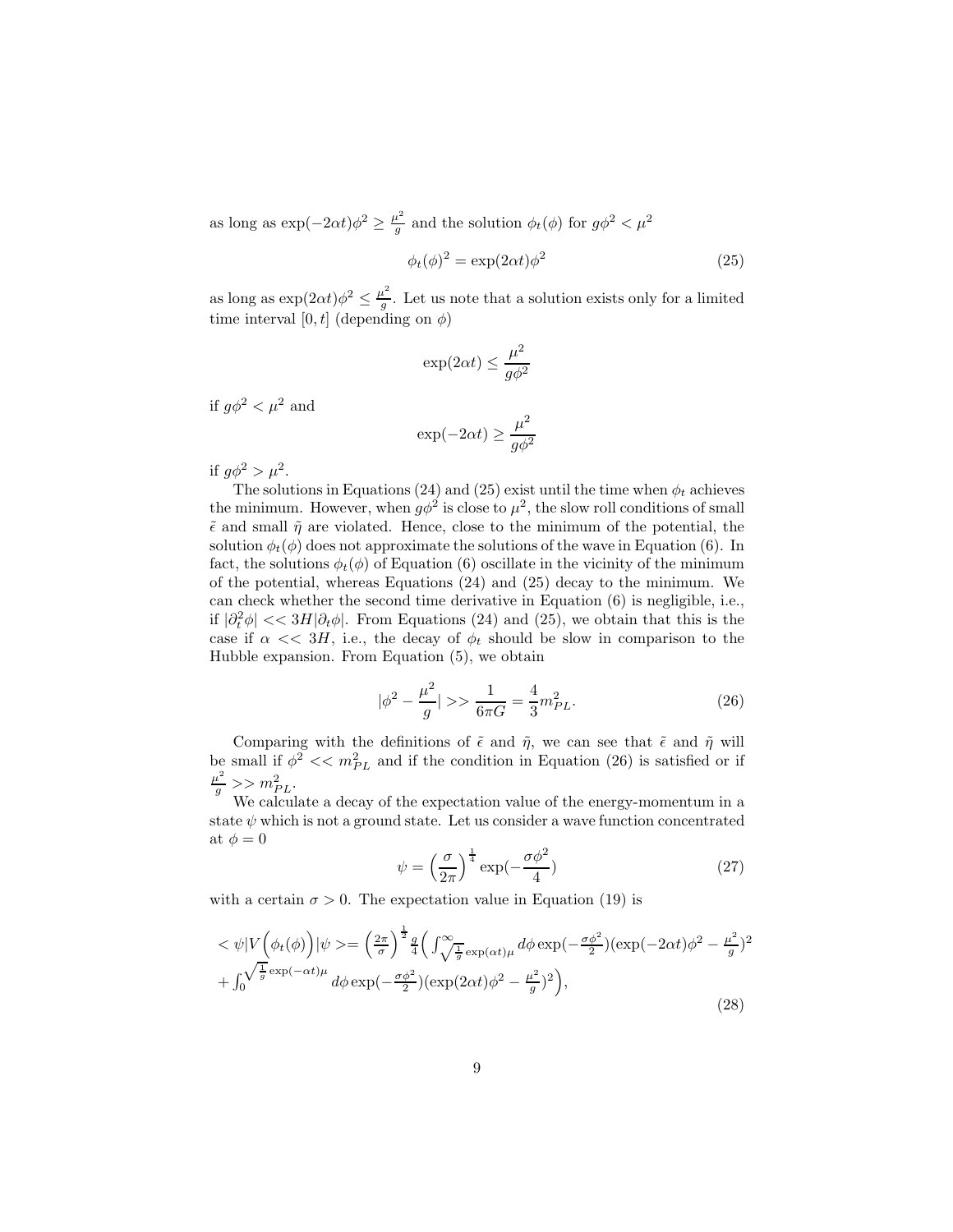as long as $\exp(-2\alpha t)\phi^2 \geq \frac{\mu^2}{g}$ and the solution $\phi_t(\phi)$ for $g\phi^2 < \mu^2$

$$\phi_t(\phi)^2 = \exp(2\alpha t)\phi^2 \tag{25}$$

as long as $\exp(2\alpha t)\phi^2 \leq \frac{\mu^2}{g}$. Let us note that a solution exists only for a limited time interval $[0, t]$ (depending on $\phi$)

$$\exp(2\alpha t) \leq \frac{\mu^2}{g\phi^2}$$

if $g\phi^2 < \mu^2$ and

$$\exp(-2\alpha t) \geq \frac{\mu^2}{g\phi^2}$$

if $g\phi^2 > \mu^2$.

The solutions in Equations (24) and (25) exist until the time when $\phi_t$ achieves the minimum. However, when $g\phi^2$ is close to $\mu^2$, the slow roll conditions of small $\tilde{\epsilon}$ and small $\tilde{\eta}$ are violated. Hence, close to the minimum of the potential, the solution $\phi_t(\phi)$ does not approximate the solutions of the wave in Equation (6). In fact, the solutions $\phi_t(\phi)$ of Equation (6) oscillate in the vicinity of the minimum of the potential, whereas Equations (24) and (25) decay to the minimum. We can check whether the second time derivative in Equation (6) is negligible, i.e., if $|\partial_t^2\phi| << 3H|\partial_t\phi|$. From Equations (24) and (25), we obtain that this is the case if $\alpha << 3H$, i.e., the decay of $\phi_t$ should be slow in comparison to the Hubble expansion. From Equation (5), we obtain

$$|\phi^2 - \frac{\mu^2}{g}| >> \frac{1}{6\pi G} = \frac{4}{3}m_{PL}^2. \tag{26}$$

Comparing with the definitions of $\tilde{\epsilon}$ and $\tilde{\eta}$, we can see that $\tilde{\epsilon}$ and $\tilde{\eta}$ will be small if $\phi^2 << m_{PL}^2$ and if the condition in Equation (26) is satisfied or if $\frac{\mu^2}{g} >> m_{PL}^2$.

We calculate a decay of the expectation value of the energy-momentum in a state $\psi$ which is not a ground state. Let us consider a wave function concentrated at $\phi = 0$

$$\psi = \left(\frac{\sigma}{2\pi}\right)^{\frac{1}{4}} \exp(-\frac{\sigma\phi^2}{4}) \tag{27}$$

with a certain $\sigma > 0$. The expectation value in Equation (19) is

$$\begin{aligned} <\psi|V\Big(\phi_t(\phi)\Big)|\psi> = \Big(\frac{2\pi}{\sigma}\Big)^{\frac{1}{2}}\frac{g}{4}\Big(\int_{\sqrt{\frac{1}{g}}\exp(\alpha t)\mu}^{\infty} d\phi \exp(-\frac{\sigma\phi^2}{2})(\exp(-2\alpha t)\phi^2 - \frac{\mu^2}{g})^2 \\ + \int_0^{\sqrt{\frac{1}{g}}\exp(-\alpha t)\mu} d\phi \exp(-\frac{\sigma\phi^2}{2})(\exp(2\alpha t)\phi^2 - \frac{\mu^2}{g})^2\Big), \end{aligned} \tag{28}$$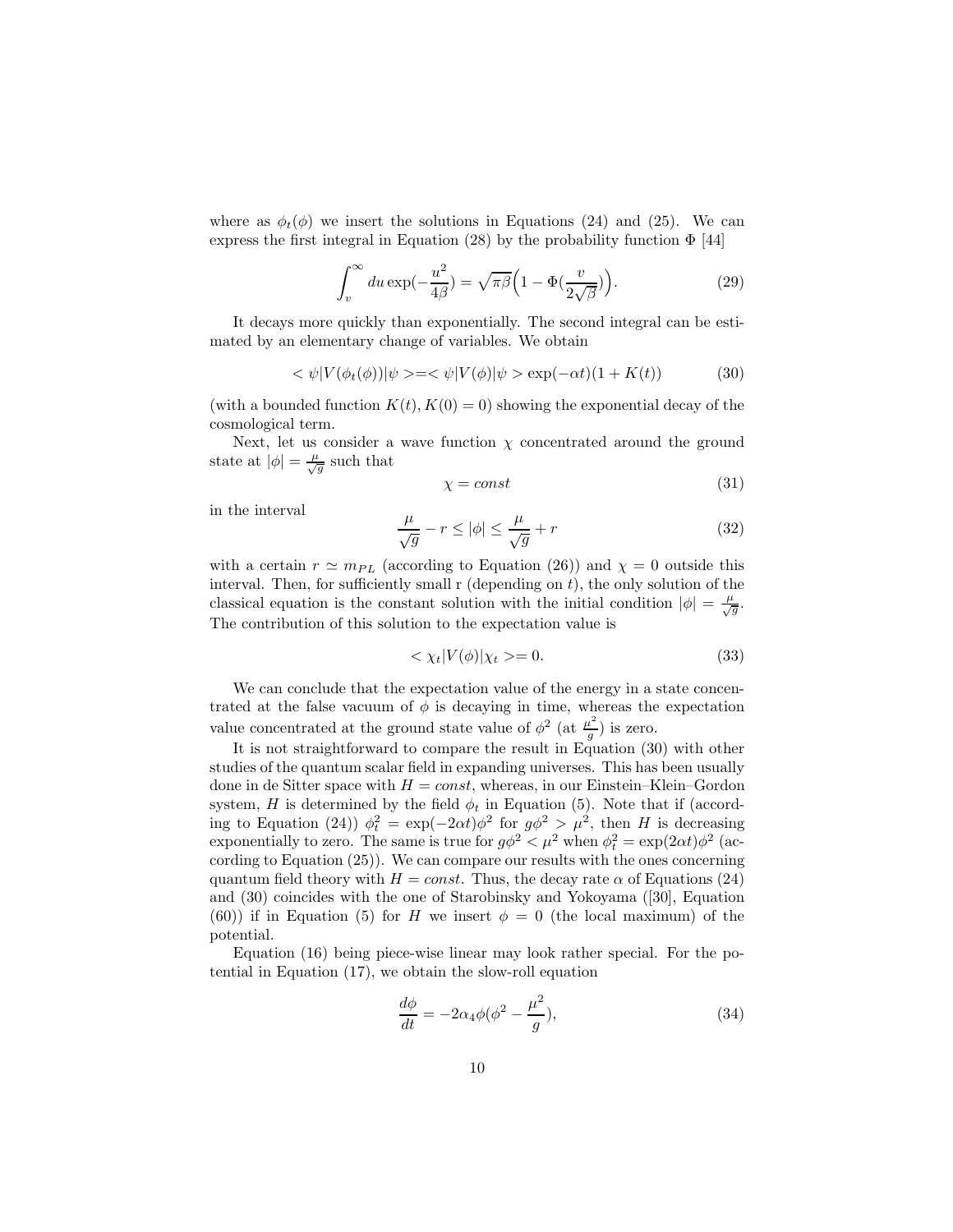where as $\phi_t(\phi)$ we insert the solutions in Equations (24) and (25). We can express the first integral in Equation (28) by the probability function $\Phi$ [44]

$$\int_v^\infty du \exp(-\frac{u^2}{4\beta}) = \sqrt{\pi\beta}\Big(1 - \Phi(\frac{v}{2\sqrt{\beta}})\Big). \tag{29}$$

It decays more quickly than exponentially. The second integral can be estimated by an elementary change of variables. We obtain

$$< \psi|V(\phi_t(\phi))|\psi > = < \psi|V(\phi)|\psi > \exp(-\alpha t)(1 + K(t)) \tag{30}$$

(with a bounded function $K(t), K(0) = 0$) showing the exponential decay of the cosmological term.

Next, let us consider a wave function $\chi$ concentrated around the ground state at $|\phi| = \frac{\mu}{\sqrt{g}}$ such that

$$\chi = const \tag{31}$$

in the interval

$$\frac{\mu}{\sqrt{g}} - r \leq |\phi| \leq \frac{\mu}{\sqrt{g}} + r \tag{32}$$

with a certain $r \simeq m_{PL}$ (according to Equation (26)) and $\chi = 0$ outside this interval. Then, for sufficiently small r (depending on $t$), the only solution of the classical equation is the constant solution with the initial condition $|\phi| = \frac{\mu}{\sqrt{g}}$. The contribution of this solution to the expectation value is

$$< \chi_t|V(\phi)|\chi_t > = 0. \tag{33}$$

We can conclude that the expectation value of the energy in a state concentrated at the false vacuum of $\phi$ is decaying in time, whereas the expectation value concentrated at the ground state value of $\phi^2$ (at $\frac{\mu^2}{g}$) is zero.

It is not straightforward to compare the result in Equation (30) with other studies of the quantum scalar field in expanding universes. This has been usually done in de Sitter space with $H = const$, whereas, in our Einstein–Klein–Gordon system, $H$ is determined by the field $\phi_t$ in Equation (5). Note that if (according to Equation (24)) $\phi_t^2 = \exp(-2\alpha t)\phi^2$ for $g\phi^2 > \mu^2$, then $H$ is decreasing exponentially to zero. The same is true for $g\phi^2 < \mu^2$ when $\phi_t^2 = \exp(2\alpha t)\phi^2$ (according to Equation (25)). We can compare our results with the ones concerning quantum field theory with $H = const$. Thus, the decay rate $\alpha$ of Equations (24) and (30) coincides with the one of Starobinsky and Yokoyama ([30], Equation (60)) if in Equation (5) for $H$ we insert $\phi = 0$ (the local maximum) of the potential.

Equation (16) being piece-wise linear may look rather special. For the potential in Equation (17), we obtain the slow-roll equation

$$\frac{d\phi}{dt} = -2\alpha_4\phi(\phi^2 - \frac{\mu^2}{g}), \tag{34}$$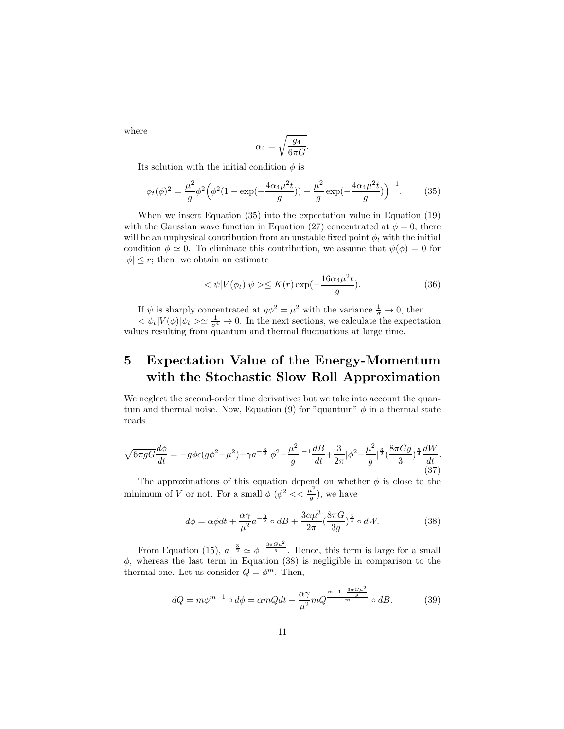where

$$\alpha_4 = \sqrt{\frac{g_4}{6\pi G}}.$$

Its solution with the initial condition $\phi$ is

$$\phi_t(\phi)^2 = \frac{\mu^2}{g}\phi^2\Big(\phi^2(1-\exp(-\frac{4\alpha_4\mu^2 t}{g})) + \frac{\mu^2}{g}\exp(-\frac{4\alpha_4\mu^2 t}{g})\Big)^{-1}. \tag{35}$$

When we insert Equation (35) into the expectation value in Equation (19) with the Gaussian wave function in Equation (27) concentrated at $\phi = 0$, there will be an unphysical contribution from an unstable fixed point $\phi_t$ with the initial condition $\phi \simeq 0$. To eliminate this contribution, we assume that $\psi(\phi) = 0$ for $|\phi| \leq r$; then, we obtain an estimate

$$<\psi|V(\phi_t)|\psi> \leq K(r)\exp(-\frac{16\alpha_4\mu^2 t}{g}). \tag{36}$$

If $\psi$ is sharply concentrated at $g\phi^2 = \mu^2$ with the variance $\frac{1}{\sigma} \to 0$, then $<\psi_t|V(\phi)|\psi_t> \simeq \frac{1}{\sigma^4} \to 0$. In the next sections, we calculate the expectation values resulting from quantum and thermal fluctuations at large time.

# 5 Expectation Value of the Energy-Momentum with the Stochastic Slow Roll Approximation

We neglect the second-order time derivatives but we take into account the quantum and thermal noise. Now, Equation (9) for "quantum" $\phi$ in a thermal state reads

$$\sqrt{6\pi gG}\frac{d\phi}{dt} = -g\phi\epsilon(g\phi^2-\mu^2)+\gamma a^{-\frac{3}{2}}|\phi^2-\frac{\mu^2}{g}|^{-1}\frac{dB}{dt}+\frac{3}{2\pi}|\phi^2-\frac{\mu^2}{g}|^{\frac{3}{2}}(\frac{8\pi Gg}{3})^{\frac{5}{4}}\frac{dW}{dt}. \tag{37}$$

The approximations of this equation depend on whether $\phi$ is close to the minimum of $V$ or not. For a small $\phi$ ($\phi^2 << \frac{\mu^2}{g}$), we have

$$d\phi = \alpha\phi dt + \frac{\alpha\gamma}{\mu^2}a^{-\frac{3}{2}} \circ dB + \frac{3\alpha\mu^3}{2\pi}(\frac{8\pi G}{3g})^{\frac{5}{4}} \circ dW. \tag{38}$$

From Equation (15), $a^{-\frac{3}{2}} \simeq \phi^{-\frac{3\pi G\mu^2}{g}}$. Hence, this term is large for a small $\phi$, whereas the last term in Equation (38) is negligible in comparison to the thermal one. Let us consider $Q = \phi^m$. Then,

$$dQ = m\phi^{m-1} \circ d\phi = \alpha mQdt + \frac{\alpha\gamma}{\mu^2}mQ^{\frac{m-1-\frac{3\pi G\mu^2}{g}}{m}} \circ dB. \tag{39}$$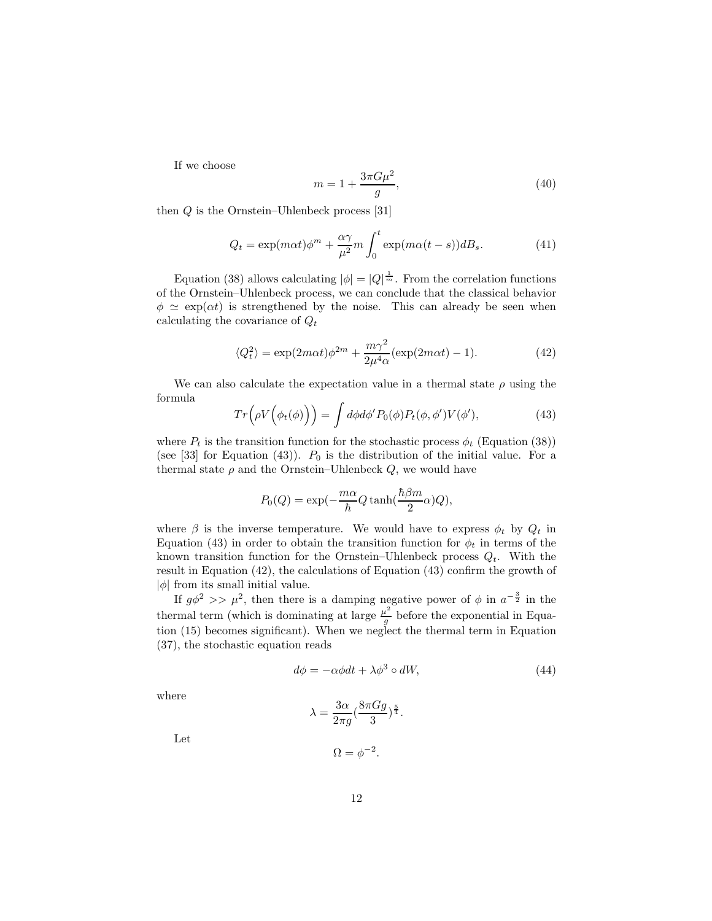If we choose

$$m = 1 + \frac{3\pi G\mu^2}{g}, \tag{40}$$

then $Q$ is the Ornstein–Uhlenbeck process [31]

$$Q_t = \exp(m\alpha t)\phi^m + \frac{\alpha\gamma}{\mu^2} m \int_0^t \exp(m\alpha(t-s))dB_s. \tag{41}$$

Equation (38) allows calculating $|\phi| = |Q|^{\frac{1}{m}}$. From the correlation functions of the Ornstein–Uhlenbeck process, we can conclude that the classical behavior $\phi \simeq \exp(\alpha t)$ is strengthened by the noise. This can already be seen when calculating the covariance of $Q_t$

$$\langle Q_t^2 \rangle = \exp(2m\alpha t)\phi^{2m} + \frac{m\gamma^2}{2\mu^4\alpha}(\exp(2m\alpha t) - 1). \tag{42}$$

We can also calculate the expectation value in a thermal state $\rho$ using the formula

$$Tr\Big(\rho V\Big(\phi_t(\phi)\Big)\Big) = \int d\phi d\phi' P_0(\phi) P_t(\phi, \phi') V(\phi'), \tag{43}$$

where $P_t$ is the transition function for the stochastic process $\phi_t$ (Equation (38)) (see [33] for Equation (43)). $P_0$ is the distribution of the initial value. For a thermal state $\rho$ and the Ornstein–Uhlenbeck $Q$, we would have

$$P_0(Q) = \exp(-\frac{m\alpha}{\hbar} Q \tanh(\frac{\hbar\beta m}{2}\alpha) Q),$$

where $\beta$ is the inverse temperature. We would have to express $\phi_t$ by $Q_t$ in Equation (43) in order to obtain the transition function for $\phi_t$ in terms of the known transition function for the Ornstein–Uhlenbeck process $Q_t$. With the result in Equation (42), the calculations of Equation (43) confirm the growth of $|\phi|$ from its small initial value.

If $g\phi^2 >> \mu^2$, then there is a damping negative power of $\phi$ in $a^{-\frac{3}{2}}$ in the thermal term (which is dominating at large $\frac{\mu^2}{g}$ before the exponential in Equation (15) becomes significant). When we neglect the thermal term in Equation (37), the stochastic equation reads

$$d\phi = -\alpha\phi dt + \lambda\phi^3 \circ dW, \tag{44}$$

where

$$\lambda = \frac{3\alpha}{2\pi g}(\frac{8\pi G g}{3})^{\frac{5}{4}}.$$

Let

$$\Omega = \phi^{-2}.$$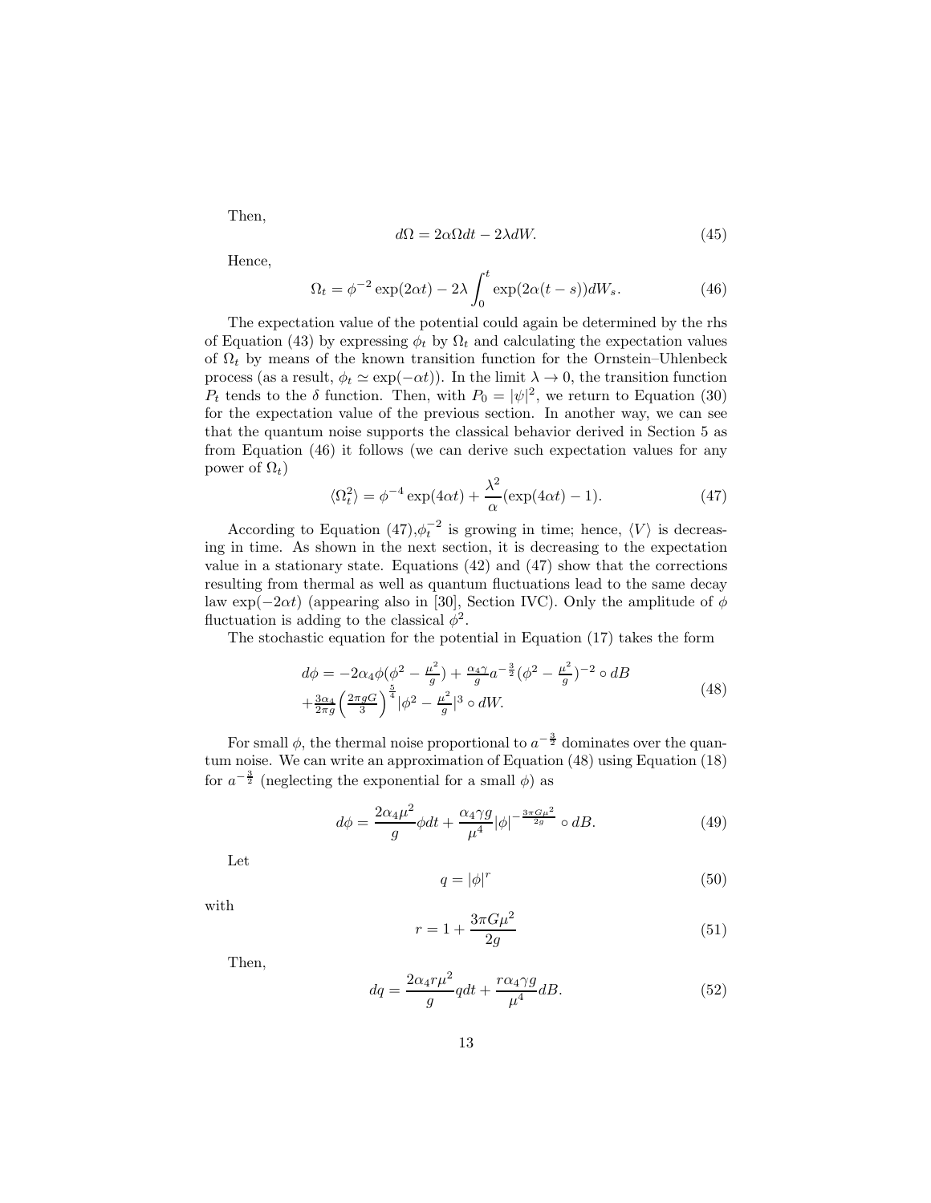Then,

$$d\Omega = 2\alpha\Omega dt - 2\lambda dW. \tag{45}$$

Hence,

$$\Omega_t = \phi^{-2}\exp(2\alpha t) - 2\lambda \int_0^t \exp(2\alpha(t-s))dW_s. \tag{46}$$

The expectation value of the potential could again be determined by the rhs of Equation (43) by expressing $\phi_t$ by $\Omega_t$ and calculating the expectation values of $\Omega_t$ by means of the known transition function for the Ornstein–Uhlenbeck process (as a result, $\phi_t \simeq \exp(-\alpha t)$). In the limit $\lambda \to 0$, the transition function $P_t$ tends to the $\delta$ function. Then, with $P_0 = |\psi|^2$, we return to Equation (30) for the expectation value of the previous section. In another way, we can see that the quantum noise supports the classical behavior derived in Section 5 as from Equation (46) it follows (we can derive such expectation values for any power of $\Omega_t$)

$$\langle \Omega_t^2 \rangle = \phi^{-4}\exp(4\alpha t) + \frac{\lambda^2}{\alpha}(\exp(4\alpha t) - 1). \tag{47}$$

According to Equation (47),$\phi_t^{-2}$ is growing in time; hence, $\langle V \rangle$ is decreasing in time. As shown in the next section, it is decreasing to the expectation value in a stationary state. Equations (42) and (47) show that the corrections resulting from thermal as well as quantum fluctuations lead to the same decay law $\exp(-2\alpha t)$ (appearing also in [30], Section IVC). Only the amplitude of $\phi$ fluctuation is adding to the classical $\phi^2$.

The stochastic equation for the potential in Equation (17) takes the form

$$\begin{aligned} d\phi = &-2\alpha_4\phi(\phi^2 - \tfrac{\mu^2}{g}) + \tfrac{\alpha_4\gamma}{g}a^{-\frac{3}{2}}(\phi^2 - \tfrac{\mu^2}{g})^{-2} \circ dB \\ &+ \tfrac{3\alpha_4}{2\pi g}\left(\tfrac{2\pi g G}{3}\right)^{\frac{5}{4}}|\phi^2 - \tfrac{\mu^2}{g}|^3 \circ dW. \end{aligned} \tag{48}$$

For small $\phi$, the thermal noise proportional to $a^{-\frac{3}{2}}$ dominates over the quantum noise. We can write an approximation of Equation (48) using Equation (18) for $a^{-\frac{3}{2}}$ (neglecting the exponential for a small $\phi$) as

$$d\phi = \frac{2\alpha_4\mu^2}{g}\phi dt + \frac{\alpha_4\gamma g}{\mu^4}|\phi|^{-\frac{3\pi G\mu^2}{2g}} \circ dB. \tag{49}$$

Let

$$q = |\phi|^r \tag{50}$$

with

$$r = 1 + \frac{3\pi G\mu^2}{2g} \tag{51}$$

Then,

$$dq = \frac{2\alpha_4 r\mu^2}{g}q dt + \frac{r\alpha_4\gamma g}{\mu^4}dB. \tag{52}$$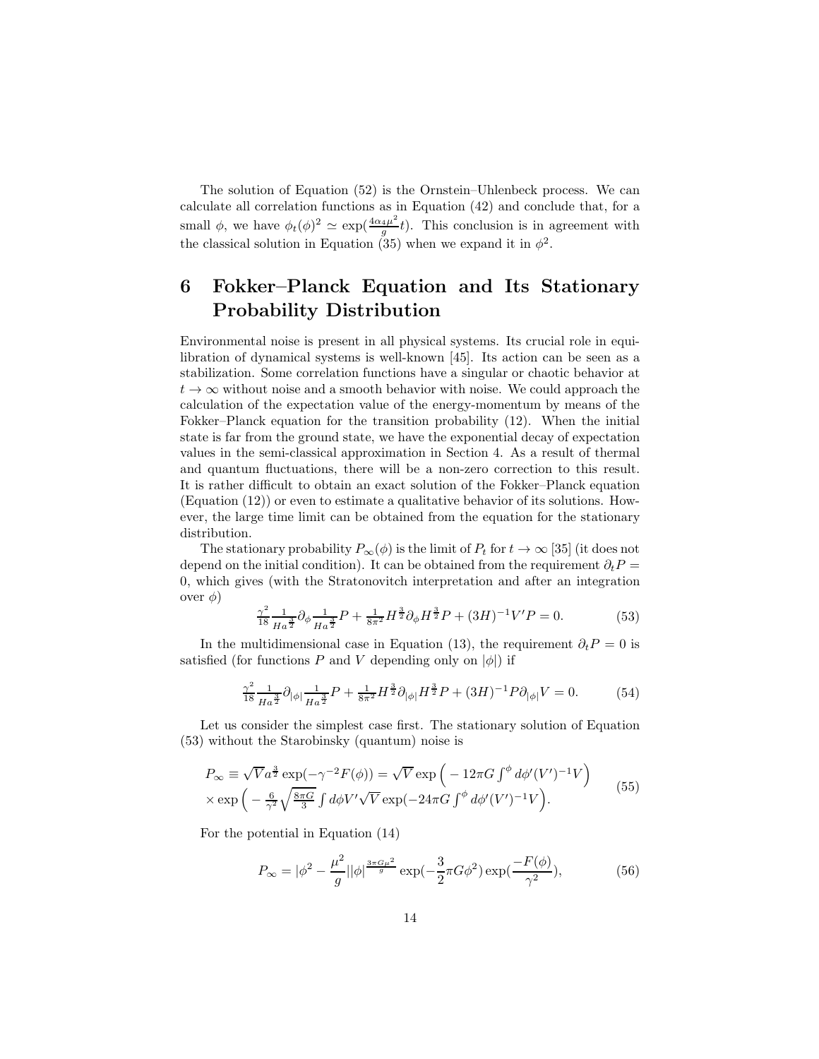The solution of Equation (52) is the Ornstein–Uhlenbeck process. We can calculate all correlation functions as in Equation (42) and conclude that, for a small $\phi$, we have $\phi_t(\phi)^2 \simeq \exp(\frac{4\alpha_4\mu^2}{g}t)$. This conclusion is in agreement with the classical solution in Equation (35) when we expand it in $\phi^2$.

# 6 Fokker–Planck Equation and Its Stationary Probability Distribution

Environmental noise is present in all physical systems. Its crucial role in equilibration of dynamical systems is well-known [45]. Its action can be seen as a stabilization. Some correlation functions have a singular or chaotic behavior at $t \to \infty$ without noise and a smooth behavior with noise. We could approach the calculation of the expectation value of the energy-momentum by means of the Fokker–Planck equation for the transition probability (12). When the initial state is far from the ground state, we have the exponential decay of expectation values in the semi-classical approximation in Section 4. As a result of thermal and quantum fluctuations, there will be a non-zero correction to this result. It is rather difficult to obtain an exact solution of the Fokker–Planck equation (Equation (12)) or even to estimate a qualitative behavior of its solutions. However, the large time limit can be obtained from the equation for the stationary distribution.

The stationary probability $P_\infty(\phi)$ is the limit of $P_t$ for $t \to \infty$ [35] (it does not depend on the initial condition). It can be obtained from the requirement $\partial_t P = 0$, which gives (with the Stratonovitch interpretation and after an integration over $\phi$)

$$\frac{\gamma^2}{18}\frac{1}{Ha^{\frac{3}{2}}}\partial_\phi \frac{1}{Ha^{\frac{3}{2}}}P + \frac{1}{8\pi^2}H^{\frac{3}{2}}\partial_\phi H^{\frac{3}{2}}P + (3H)^{-1}V'P = 0. \tag{53}$$

In the multidimensional case in Equation (13), the requirement $\partial_t P = 0$ is satisfied (for functions $P$ and $V$ depending only on $|\phi|$) if

$$\frac{\gamma^2}{18}\frac{1}{Ha^{\frac{3}{2}}}\partial_{|\phi|}\frac{1}{Ha^{\frac{3}{2}}}P + \frac{1}{8\pi^2}H^{\frac{3}{2}}\partial_{|\phi|}H^{\frac{3}{2}}P + (3H)^{-1}P\partial_{|\phi|}V = 0. \tag{54}$$

Let us consider the simplest case first. The stationary solution of Equation (53) without the Starobinsky (quantum) noise is

$$\begin{aligned} P_\infty &\equiv \sqrt{V}a^{\frac{3}{2}}\exp(-\gamma^{-2}F(\phi)) = \sqrt{V}\exp\Big(-12\pi G\int^\phi d\phi'(V')^{-1}V\Big) \\ &\times \exp\Big(-\frac{6}{\gamma^2}\sqrt{\frac{8\pi G}{3}}\int d\phi V'\sqrt{V}\exp(-24\pi G\int^\phi d\phi'(V')^{-1}V\Big). \end{aligned} \tag{55}$$

For the potential in Equation (14)

$$P_\infty = |\phi^2 - \frac{\mu^2}{g}||\phi|^{\frac{3\pi G\mu^2}{g}}\exp(-\frac{3}{2}\pi G\phi^2)\exp(\frac{-F(\phi)}{\gamma^2}), \tag{56}$$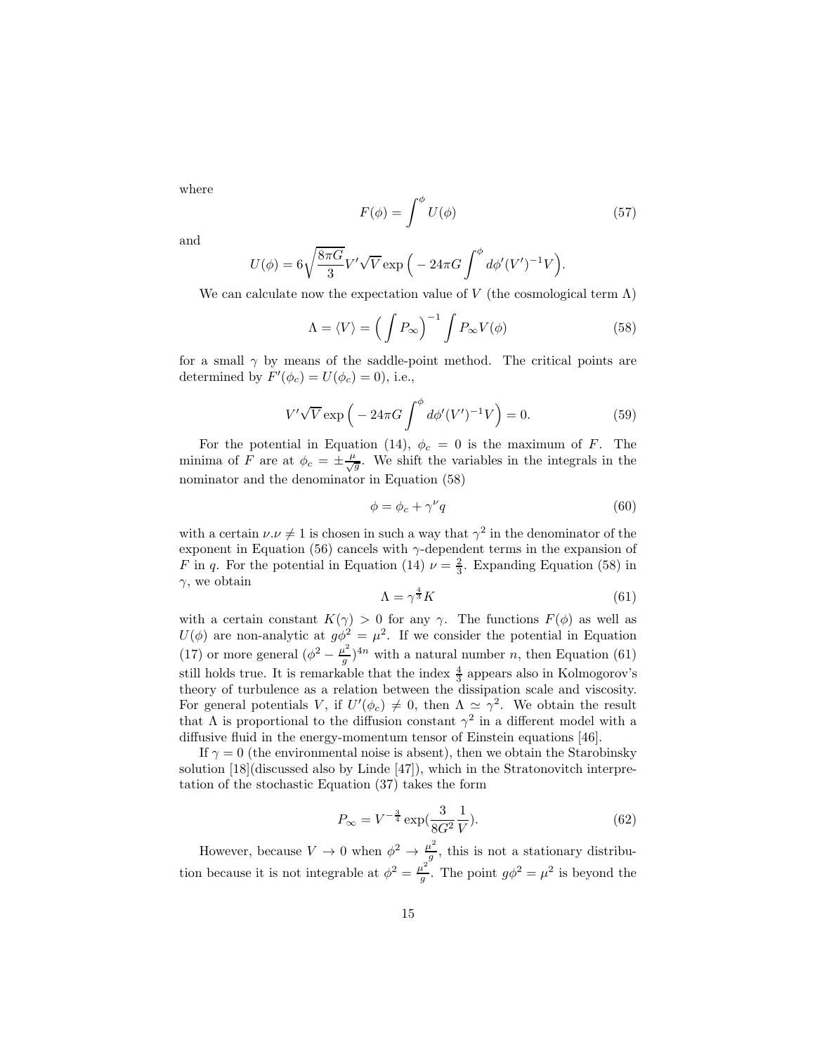where

$$F(\phi) = \int^{\phi} U(\phi) \tag{57}$$

and

$$U(\phi) = 6\sqrt{\frac{8\pi G}{3}} V' \sqrt{V} \exp\Big( -24\pi G \int^{\phi} d\phi' (V')^{-1} V \Big).$$

We can calculate now the expectation value of $V$ (the cosmological term $\Lambda$)

$$\Lambda = \langle V \rangle = \Big( \int P_{\infty} \Big)^{-1} \int P_{\infty} V(\phi) \tag{58}$$

for a small $\gamma$ by means of the saddle-point method. The critical points are determined by $F'(\phi_c) = U(\phi_c) = 0$), i.e.,

$$V' \sqrt{V} \exp\Big( -24\pi G \int^{\phi} d\phi' (V')^{-1} V \Big) = 0. \tag{59}$$

For the potential in Equation (14), $\phi_c = 0$ is the maximum of $F$. The minima of $F$ are at $\phi_c = \pm \frac{\mu}{\sqrt{g}}$. We shift the variables in the integrals in the nominator and the denominator in Equation (58)

$$\phi = \phi_c + \gamma^{\nu} q \tag{60}$$

with a certain $\nu . \nu \neq 1$ is chosen in such a way that $\gamma^2$ in the denominator of the exponent in Equation (56) cancels with $\gamma$-dependent terms in the expansion of $F$ in $q$. For the potential in Equation (14) $\nu = \frac{2}{3}$. Expanding Equation (58) in $\gamma$, we obtain

$$\Lambda = \gamma^{\frac{4}{3}} K \tag{61}$$

with a certain constant $K(\gamma) > 0$ for any $\gamma$. The functions $F(\phi)$ as well as $U(\phi)$ are non-analytic at $g\phi^2 = \mu^2$. If we consider the potential in Equation (17) or more general $(\phi^2 - \frac{\mu^2}{g})^{4n}$ with a natural number $n$, then Equation (61) still holds true. It is remarkable that the index $\frac{4}{3}$ appears also in Kolmogorov's theory of turbulence as a relation between the dissipation scale and viscosity. For general potentials $V$, if $U'(\phi_c) \neq 0$, then $\Lambda \simeq \gamma^2$. We obtain the result that $\Lambda$ is proportional to the diffusion constant $\gamma^2$ in a different model with a diffusive fluid in the energy-momentum tensor of Einstein equations [46].

If $\gamma = 0$ (the environmental noise is absent), then we obtain the Starobinsky solution [18](discussed also by Linde [47]), which in the Stratonovitch interpretation of the stochastic Equation (37) takes the form

$$P_{\infty} = V^{-\frac{3}{4}} \exp\Big(\frac{3}{8G^2} \frac{1}{V}\Big). \tag{62}$$

However, because $V \to 0$ when $\phi^2 \to \frac{\mu^2}{g}$, this is not a stationary distribution because it is not integrable at $\phi^2 = \frac{\mu^2}{g}$. The point $g\phi^2 = \mu^2$ is beyond the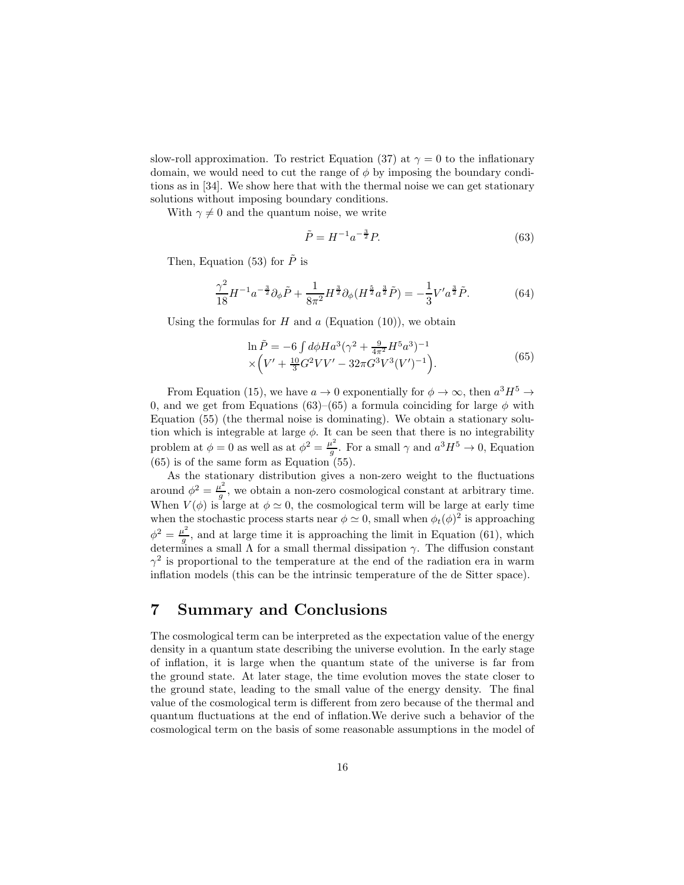slow-roll approximation. To restrict Equation (37) at $\gamma = 0$ to the inflationary domain, we would need to cut the range of $\phi$ by imposing the boundary conditions as in [34]. We show here that with the thermal noise we can get stationary solutions without imposing boundary conditions.

With $\gamma \neq 0$ and the quantum noise, we write

$$\tilde{P} = H^{-1} a^{-\frac{3}{2}} P. \tag{63}$$

Then, Equation (53) for $\tilde{P}$ is

$$\frac{\gamma^2}{18} H^{-1} a^{-\frac{3}{2}} \partial_\phi \tilde{P} + \frac{1}{8\pi^2} H^{\frac{3}{2}} \partial_\phi (H^{\frac{5}{2}} a^{\frac{3}{2}} \tilde{P}) = -\frac{1}{3} V' a^{\frac{3}{2}} \tilde{P}. \tag{64}$$

Using the formulas for $H$ and $a$ (Equation (10)), we obtain

$$\begin{array}{l} \ln \tilde{P} = -6 \int d\phi H a^3 (\gamma^2 + \frac{9}{4\pi^2} H^5 a^3)^{-1} \\ \times \Big( V' + \frac{10}{3} G^2 V V' - 32\pi G^3 V^3 (V')^{-1} \Big). \end{array} \tag{65}$$

From Equation (15), we have $a \to 0$ exponentially for $\phi \to \infty$, then $a^3 H^5 \to 0$, and we get from Equations (63)–(65) a formula coinciding for large $\phi$ with Equation (55) (the thermal noise is dominating). We obtain a stationary solution which is integrable at large $\phi$. It can be seen that there is no integrability problem at $\phi = 0$ as well as at $\phi^2 = \frac{\mu^2}{g}$. For a small $\gamma$ and $a^3 H^5 \to 0$, Equation (65) is of the same form as Equation (55).

As the stationary distribution gives a non-zero weight to the fluctuations around $\phi^2 = \frac{\mu^2}{g}$, we obtain a non-zero cosmological constant at arbitrary time. When $V(\phi)$ is large at $\phi \simeq 0$, the cosmological term will be large at early time when the stochastic process starts near $\phi \simeq 0$, small when $\phi_t(\phi)^2$ is approaching $\phi^2 = \frac{\mu^2}{g}$, and at large time it is approaching the limit in Equation (61), which determines a small $\Lambda$ for a small thermal dissipation $\gamma$. The diffusion constant $\gamma^2$ is proportional to the temperature at the end of the radiation era in warm inflation models (this can be the intrinsic temperature of the de Sitter space).

# 7 Summary and Conclusions

The cosmological term can be interpreted as the expectation value of the energy density in a quantum state describing the universe evolution. In the early stage of inflation, it is large when the quantum state of the universe is far from the ground state. At later stage, the time evolution moves the state closer to the ground state, leading to the small value of the energy density. The final value of the cosmological term is different from zero because of the thermal and quantum fluctuations at the end of inflation.We derive such a behavior of the cosmological term on the basis of some reasonable assumptions in the model of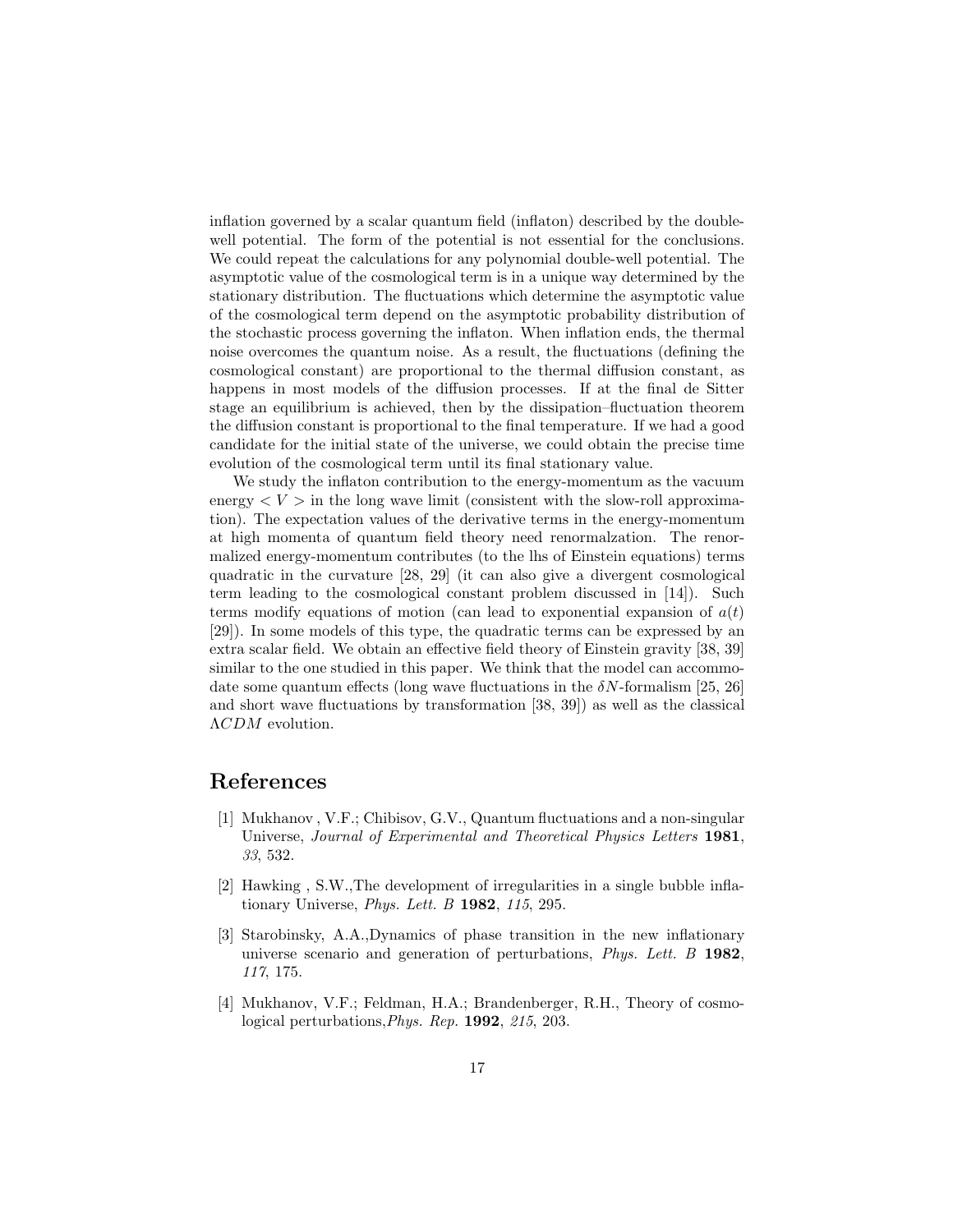inflation governed by a scalar quantum field (inflaton) described by the double-well potential. The form of the potential is not essential for the conclusions. We could repeat the calculations for any polynomial double-well potential. The asymptotic value of the cosmological term is in a unique way determined by the stationary distribution. The fluctuations which determine the asymptotic value of the cosmological term depend on the asymptotic probability distribution of the stochastic process governing the inflaton. When inflation ends, the thermal noise overcomes the quantum noise. As a result, the fluctuations (defining the cosmological constant) are proportional to the thermal diffusion constant, as happens in most models of the diffusion processes. If at the final de Sitter stage an equilibrium is achieved, then by the dissipation–fluctuation theorem the diffusion constant is proportional to the final temperature. If we had a good candidate for the initial state of the universe, we could obtain the precise time evolution of the cosmological term until its final stationary value.

We study the inflaton contribution to the energy-momentum as the vacuum energy $< V >$ in the long wave limit (consistent with the slow-roll approximation). The expectation values of the derivative terms in the energy-momentum at high momenta of quantum field theory need renormalzation. The renormalized energy-momentum contributes (to the lhs of Einstein equations) terms quadratic in the curvature [28, 29] (it can also give a divergent cosmological term leading to the cosmological constant problem discussed in [14]). Such terms modify equations of motion (can lead to exponential expansion of $a(t)$ [29]). In some models of this type, the quadratic terms can be expressed by an extra scalar field. We obtain an effective field theory of Einstein gravity [38, 39] similar to the one studied in this paper. We think that the model can accommodate some quantum effects (long wave fluctuations in the $\delta N$-formalism [25, 26] and short wave fluctuations by transformation [38, 39]) as well as the classical $\Lambda CDM$ evolution.

# References

[1] Mukhanov , V.F.; Chibisov, G.V., Quantum fluctuations and a non-singular Universe, *Journal of Experimental and Theoretical Physics Letters* **1981**, *33*, 532.

[2] Hawking , S.W.,The development of irregularities in a single bubble inflationary Universe, *Phys. Lett. B* **1982**, *115*, 295.

[3] Starobinsky, A.A.,Dynamics of phase transition in the new inflationary universe scenario and generation of perturbations, *Phys. Lett. B* **1982**, *117*, 175.

[4] Mukhanov, V.F.; Feldman, H.A.; Brandenberger, R.H., Theory of cosmological perturbations,*Phys. Rep.* **1992**, *215*, 203.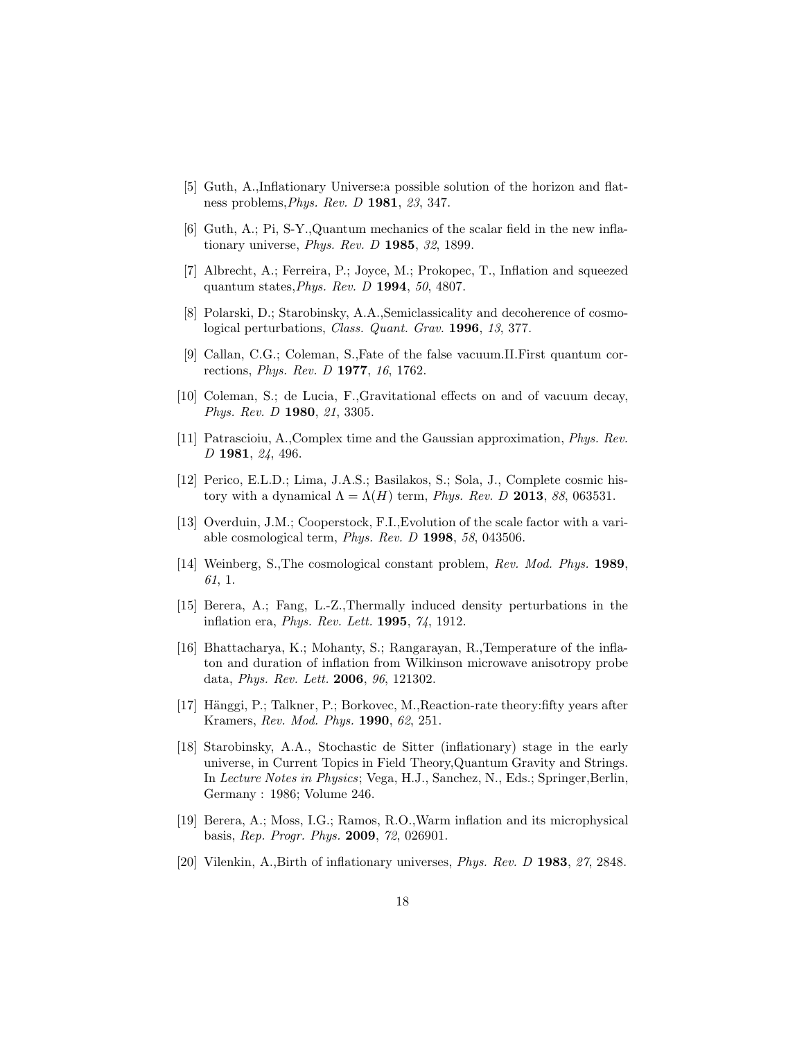[5] Guth, A.,Inflationary Universe:a possible solution of the horizon and flatness problems,*Phys. Rev. D* **1981**, *23*, 347.

[6] Guth, A.; Pi, S-Y.,Quantum mechanics of the scalar field in the new inflationary universe, *Phys. Rev. D* **1985**, *32*, 1899.

[7] Albrecht, A.; Ferreira, P.; Joyce, M.; Prokopec, T., Inflation and squeezed quantum states,*Phys. Rev. D* **1994**, *50*, 4807.

[8] Polarski, D.; Starobinsky, A.A.,Semiclassicality and decoherence of cosmological perturbations, *Class. Quant. Grav.* **1996**, *13*, 377.

[9] Callan, C.G.; Coleman, S.,Fate of the false vacuum.II.First quantum corrections, *Phys. Rev. D* **1977**, *16*, 1762.

[10] Coleman, S.; de Lucia, F.,Gravitational effects on and of vacuum decay, *Phys. Rev. D* **1980**, *21*, 3305.

[11] Patrascioiu, A.,Complex time and the Gaussian approximation, *Phys. Rev. D* **1981**, *24*, 496.

[12] Perico, E.L.D.; Lima, J.A.S.; Basilakos, S.; Sola, J., Complete cosmic history with a dynamical $\Lambda = \Lambda(H)$ term, *Phys. Rev. D* **2013**, *88*, 063531.

[13] Overduin, J.M.; Cooperstock, F.I.,Evolution of the scale factor with a variable cosmological term, *Phys. Rev. D* **1998**, *58*, 043506.

[14] Weinberg, S.,The cosmological constant problem, *Rev. Mod. Phys.* **1989**, *61*, 1.

[15] Berera, A.; Fang, L.-Z.,Thermally induced density perturbations in the inflation era, *Phys. Rev. Lett.* **1995**, *74*, 1912.

[16] Bhattacharya, K.; Mohanty, S.; Rangarayan, R.,Temperature of the inflaton and duration of inflation from Wilkinson microwave anisotropy probe data, *Phys. Rev. Lett.* **2006**, *96*, 121302.

[17] Hänggi, P.; Talkner, P.; Borkovec, M.,Reaction-rate theory:fifty years after Kramers, *Rev. Mod. Phys.* **1990**, *62*, 251.

[18] Starobinsky, A.A., Stochastic de Sitter (inflationary) stage in the early universe, in Current Topics in Field Theory,Quantum Gravity and Strings. In *Lecture Notes in Physics*; Vega, H.J., Sanchez, N., Eds.; Springer,Berlin, Germany : 1986; Volume 246.

[19] Berera, A.; Moss, I.G.; Ramos, R.O.,Warm inflation and its microphysical basis, *Rep. Progr. Phys.* **2009**, *72*, 026901.

[20] Vilenkin, A.,Birth of inflationary universes, *Phys. Rev. D* **1983**, *27*, 2848.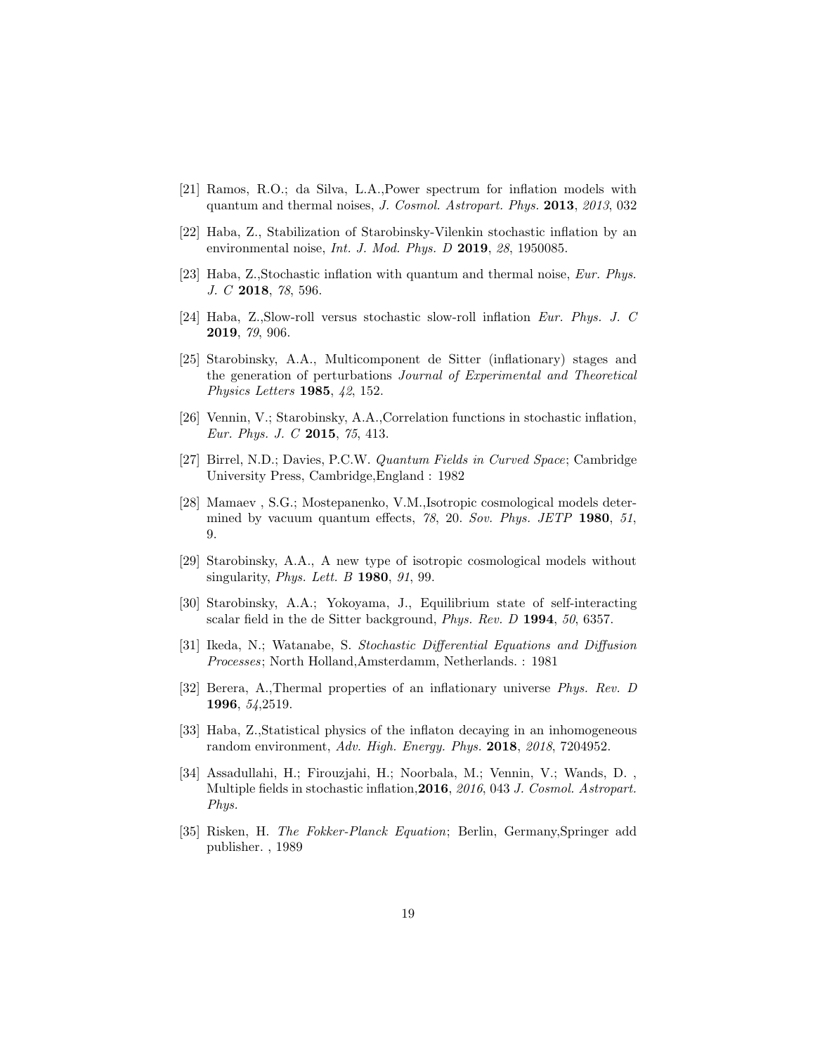[21] Ramos, R.O.; da Silva, L.A.,Power spectrum for inflation models with quantum and thermal noises, *J. Cosmol. Astropart. Phys.* **2013**, *2013*, 032

[22] Haba, Z., Stabilization of Starobinsky-Vilenkin stochastic inflation by an environmental noise, *Int. J. Mod. Phys. D* **2019**, *28*, 1950085.

[23] Haba, Z.,Stochastic inflation with quantum and thermal noise, *Eur. Phys. J. C* **2018**, *78*, 596.

[24] Haba, Z.,Slow-roll versus stochastic slow-roll inflation *Eur. Phys. J. C* **2019**, *79*, 906.

[25] Starobinsky, A.A., Multicomponent de Sitter (inflationary) stages and the generation of perturbations *Journal of Experimental and Theoretical Physics Letters* **1985**, *42*, 152.

[26] Vennin, V.; Starobinsky, A.A.,Correlation functions in stochastic inflation, *Eur. Phys. J. C* **2015**, *75*, 413.

[27] Birrel, N.D.; Davies, P.C.W. *Quantum Fields in Curved Space*; Cambridge University Press, Cambridge,England : 1982

[28] Mamaev , S.G.; Mostepanenko, V.M.,Isotropic cosmological models determined by vacuum quantum effects, *78*, 20. *Sov. Phys. JETP* **1980**, *51*, 9.

[29] Starobinsky, A.A., A new type of isotropic cosmological models without singularity, *Phys. Lett. B* **1980**, *91*, 99.

[30] Starobinsky, A.A.; Yokoyama, J., Equilibrium state of self-interacting scalar field in the de Sitter background, *Phys. Rev. D* **1994**, *50*, 6357.

[31] Ikeda, N.; Watanabe, S. *Stochastic Differential Equations and Diffusion Processes*; North Holland,Amsterdamm, Netherlands. : 1981

[32] Berera, A.,Thermal properties of an inflationary universe *Phys. Rev. D* **1996**, *54*,2519.

[33] Haba, Z.,Statistical physics of the inflaton decaying in an inhomogeneous random environment, *Adv. High. Energy. Phys.* **2018**, *2018*, 7204952.

[34] Assadullahi, H.; Firouzjahi, H.; Noorbala, M.; Vennin, V.; Wands, D. , Multiple fields in stochastic inflation,**2016**, *2016*, 043 *J. Cosmol. Astropart. Phys.*

[35] Risken, H. *The Fokker-Planck Equation*; Berlin, Germany,Springer add publisher. , 1989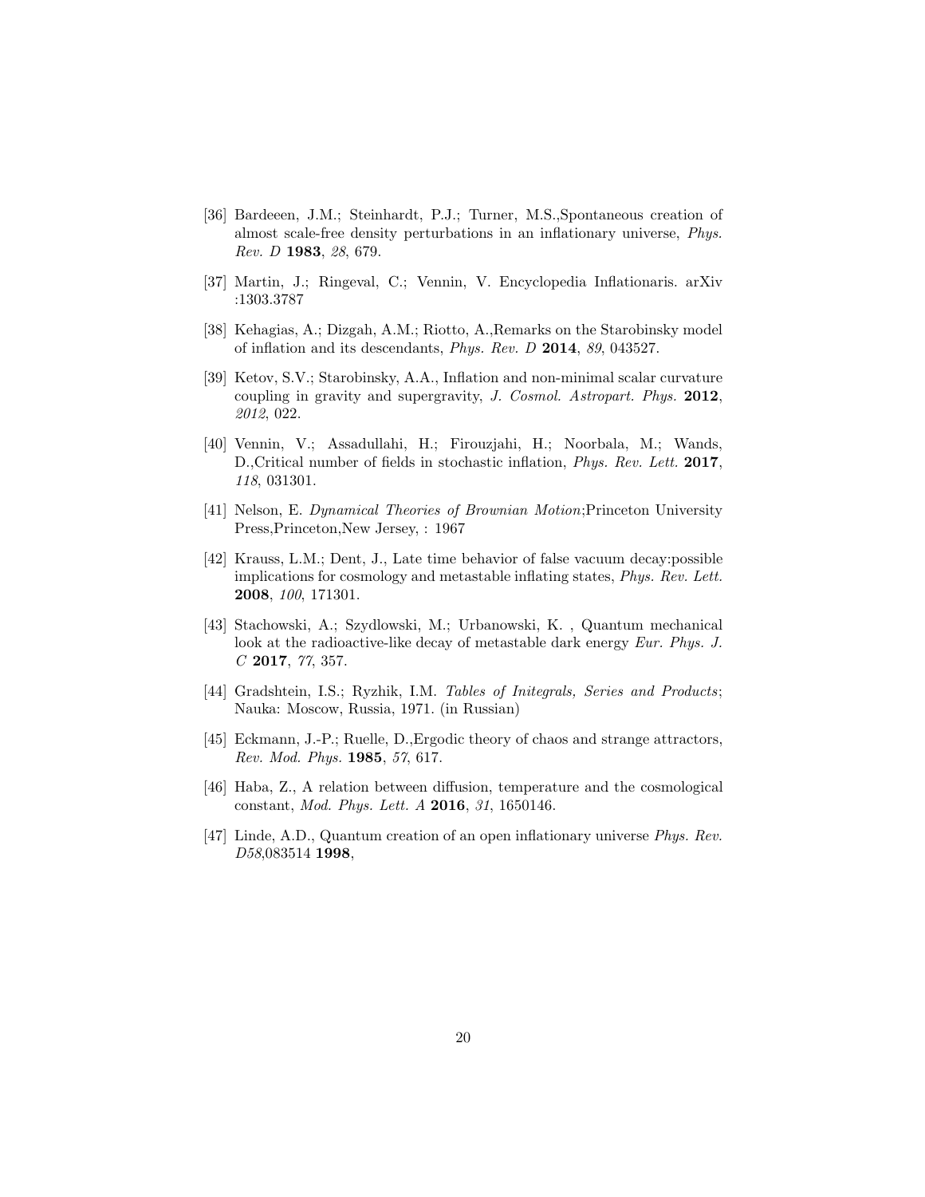[36] Bardeeen, J.M.; Steinhardt, P.J.; Turner, M.S.,Spontaneous creation of almost scale-free density perturbations in an inflationary universe, *Phys. Rev. D* **1983**, *28*, 679.

[37] Martin, J.; Ringeval, C.; Vennin, V. Encyclopedia Inflationaris. arXiv :1303.3787

[38] Kehagias, A.; Dizgah, A.M.; Riotto, A.,Remarks on the Starobinsky model of inflation and its descendants, *Phys. Rev. D* **2014**, *89*, 043527.

[39] Ketov, S.V.; Starobinsky, A.A., Inflation and non-minimal scalar curvature coupling in gravity and supergravity, *J. Cosmol. Astropart. Phys.* **2012**, *2012*, 022.

[40] Vennin, V.; Assadullahi, H.; Firouzjahi, H.; Noorbala, M.; Wands, D.,Critical number of fields in stochastic inflation, *Phys. Rev. Lett.* **2017**, *118*, 031301.

[41] Nelson, E. *Dynamical Theories of Brownian Motion*;Princeton University Press,Princeton,New Jersey, : 1967

[42] Krauss, L.M.; Dent, J., Late time behavior of false vacuum decay:possible implications for cosmology and metastable inflating states, *Phys. Rev. Lett.* **2008**, *100*, 171301.

[43] Stachowski, A.; Szydlowski, M.; Urbanowski, K. , Quantum mechanical look at the radioactive-like decay of metastable dark energy *Eur. Phys. J. C* **2017**, *77*, 357.

[44] Gradshtein, I.S.; Ryzhik, I.M. *Tables of Initegrals, Series and Products*; Nauka: Moscow, Russia, 1971. (in Russian)

[45] Eckmann, J.-P.; Ruelle, D.,Ergodic theory of chaos and strange attractors, *Rev. Mod. Phys.* **1985**, *57*, 617.

[46] Haba, Z., A relation between diffusion, temperature and the cosmological constant, *Mod. Phys. Lett. A* **2016**, *31*, 1650146.

[47] Linde, A.D., Quantum creation of an open inflationary universe *Phys. Rev. D58*,083514 **1998**,